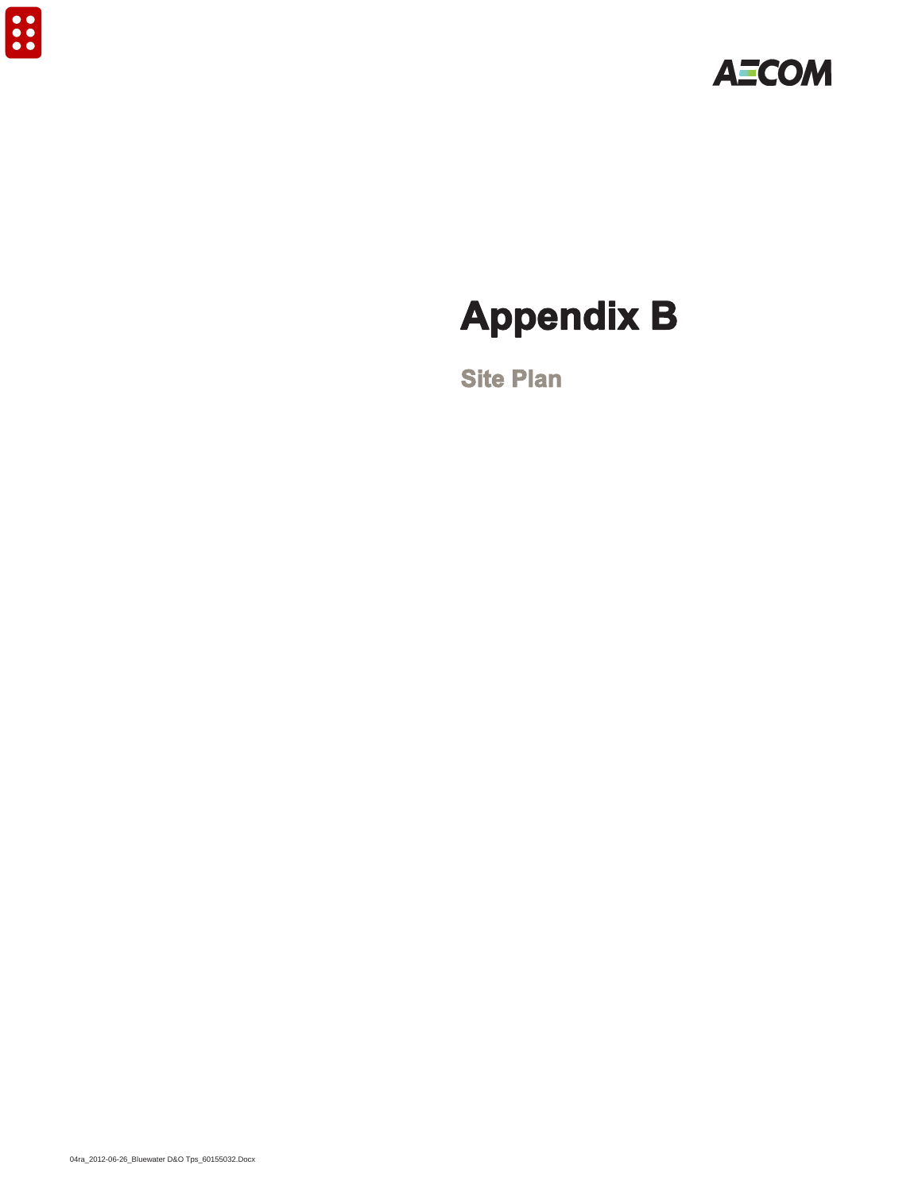# Appendix B

## Site Plan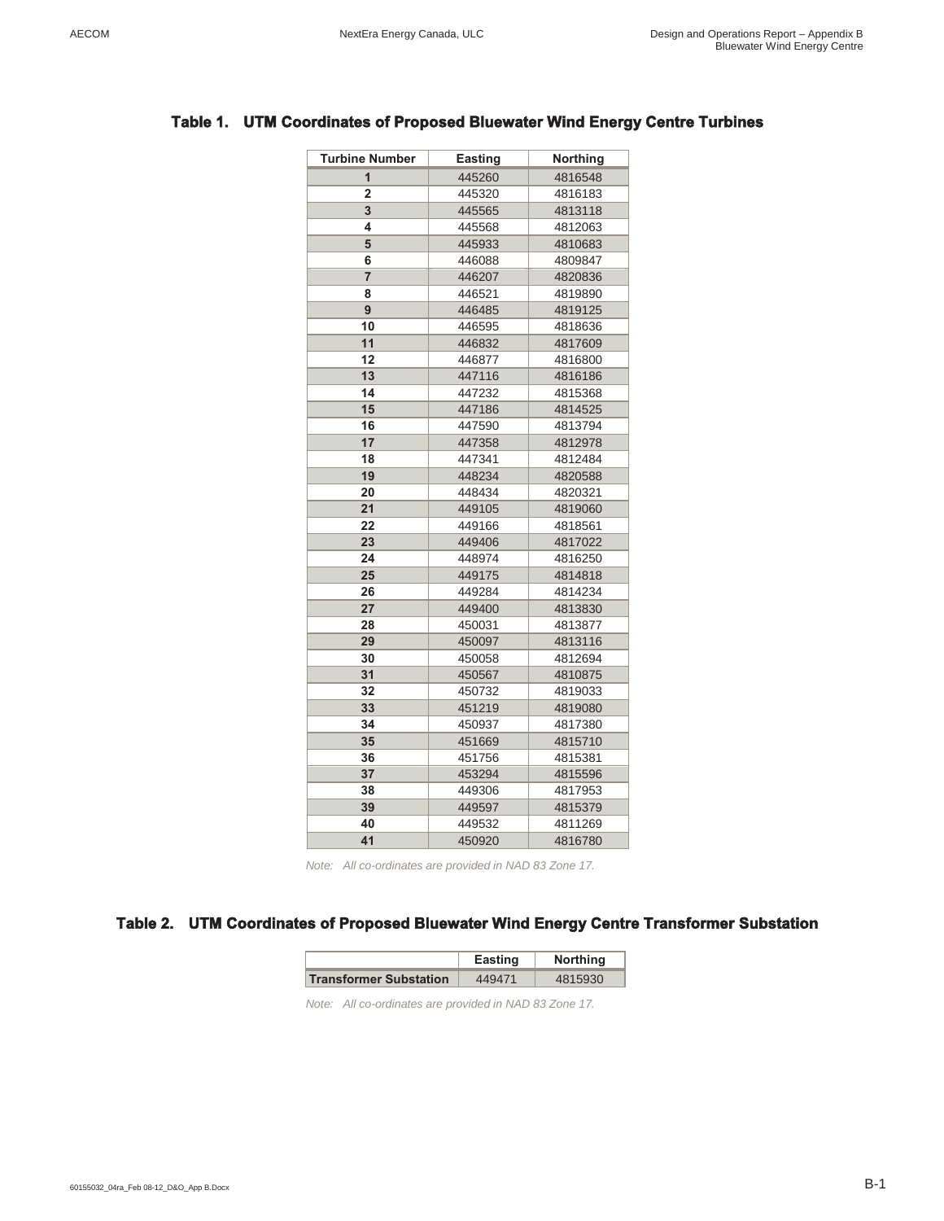**Table 1. UTM Coordinates of Proposed Bluewater Wind Energy Centre Turbines**

| Turbine Number | Easting | Northing |
|---|---|---|
| 1 | 445260 | 4816548 |
| 2 | 445320 | 4816183 |
| 3 | 445565 | 4813118 |
| 4 | 445568 | 4812063 |
| 5 | 445933 | 4810683 |
| 6 | 446088 | 4809847 |
| 7 | 446207 | 4820836 |
| 8 | 446521 | 4819890 |
| 9 | 446485 | 4819125 |
| 10 | 446595 | 4818636 |
| 11 | 446832 | 4817609 |
| 12 | 446877 | 4816800 |
| 13 | 447116 | 4816186 |
| 14 | 447232 | 4815368 |
| 15 | 447186 | 4814525 |
| 16 | 447590 | 4813794 |
| 17 | 447358 | 4812978 |
| 18 | 447341 | 4812484 |
| 19 | 448234 | 4820588 |
| 20 | 448434 | 4820321 |
| 21 | 449105 | 4819060 |
| 22 | 449166 | 4818561 |
| 23 | 449406 | 4817022 |
| 24 | 448974 | 4816250 |
| 25 | 449175 | 4814818 |
| 26 | 449284 | 4814234 |
| 27 | 449400 | 4813830 |
| 28 | 450031 | 4813877 |
| 29 | 450097 | 4813116 |
| 30 | 450058 | 4812694 |
| 31 | 450567 | 4810875 |
| 32 | 450732 | 4819033 |
| 33 | 451219 | 4819080 |
| 34 | 450937 | 4817380 |
| 35 | 451669 | 4815710 |
| 36 | 451756 | 4815381 |
| 37 | 453294 | 4815596 |
| 38 | 449306 | 4817953 |
| 39 | 449597 | 4815379 |
| 40 | 449532 | 4811269 |
| 41 | 450920 | 4816780 |

*Note: All co-ordinates are provided in NAD 83 Zone 17.*

**Table 2. UTM Coordinates of Proposed Bluewater Wind Energy Centre Transformer Substation**

| | Easting | Northing |
|---|---|---|
| **Transformer Substation** | 449471 | 4815930 |

*Note: All co-ordinates are provided in NAD 83 Zone 17.*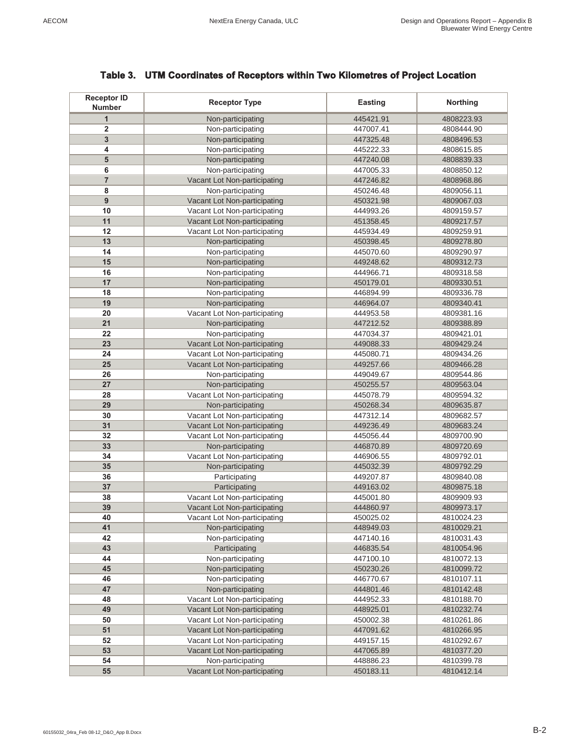**Table 3. UTM Coordinates of Receptors within Two Kilometres of Project Location**

| Receptor ID Number | Receptor Type | Easting | Northing |
|---|---|---|---|
| 1 | Non-participating | 445421.91 | 4808223.93 |
| 2 | Non-participating | 447007.41 | 4808444.90 |
| 3 | Non-participating | 447325.48 | 4808496.53 |
| 4 | Non-participating | 445222.33 | 4808615.85 |
| 5 | Non-participating | 447240.08 | 4808839.33 |
| 6 | Non-participating | 447005.33 | 4808850.12 |
| 7 | Vacant Lot Non-participating | 447246.82 | 4808968.86 |
| 8 | Non-participating | 450246.48 | 4809056.11 |
| 9 | Vacant Lot Non-participating | 450321.98 | 4809067.03 |
| 10 | Vacant Lot Non-participating | 444993.26 | 4809159.57 |
| 11 | Vacant Lot Non-participating | 451358.45 | 4809217.57 |
| 12 | Vacant Lot Non-participating | 445934.49 | 4809259.91 |
| 13 | Non-participating | 450398.45 | 4809278.80 |
| 14 | Non-participating | 445070.60 | 4809290.97 |
| 15 | Non-participating | 449248.62 | 4809312.73 |
| 16 | Non-participating | 444966.71 | 4809318.58 |
| 17 | Non-participating | 450179.01 | 4809330.51 |
| 18 | Non-participating | 446894.99 | 4809336.78 |
| 19 | Non-participating | 446964.07 | 4809340.41 |
| 20 | Vacant Lot Non-participating | 444953.58 | 4809381.16 |
| 21 | Non-participating | 447212.52 | 4809388.89 |
| 22 | Non-participating | 447034.37 | 4809421.01 |
| 23 | Vacant Lot Non-participating | 449088.33 | 4809429.24 |
| 24 | Vacant Lot Non-participating | 445080.71 | 4809434.26 |
| 25 | Vacant Lot Non-participating | 449257.66 | 4809466.28 |
| 26 | Non-participating | 449049.67 | 4809544.86 |
| 27 | Non-participating | 450255.57 | 4809563.04 |
| 28 | Vacant Lot Non-participating | 445078.79 | 4809594.32 |
| 29 | Non-participating | 450268.34 | 4809635.87 |
| 30 | Vacant Lot Non-participating | 447312.14 | 4809682.57 |
| 31 | Vacant Lot Non-participating | 449236.49 | 4809683.24 |
| 32 | Vacant Lot Non-participating | 445056.44 | 4809700.90 |
| 33 | Non-participating | 446870.89 | 4809720.69 |
| 34 | Vacant Lot Non-participating | 446906.55 | 4809792.01 |
| 35 | Non-participating | 445032.39 | 4809792.29 |
| 36 | Participating | 449207.87 | 4809840.08 |
| 37 | Participating | 449163.02 | 4809875.18 |
| 38 | Vacant Lot Non-participating | 445001.80 | 4809909.93 |
| 39 | Vacant Lot Non-participating | 444860.97 | 4809973.17 |
| 40 | Vacant Lot Non-participating | 450025.02 | 4810024.23 |
| 41 | Non-participating | 448949.03 | 4810029.21 |
| 42 | Non-participating | 447140.16 | 4810031.43 |
| 43 | Participating | 446835.54 | 4810054.96 |
| 44 | Non-participating | 447100.10 | 4810072.13 |
| 45 | Non-participating | 450230.26 | 4810099.72 |
| 46 | Non-participating | 446770.67 | 4810107.11 |
| 47 | Non-participating | 444801.46 | 4810142.48 |
| 48 | Vacant Lot Non-participating | 444952.33 | 4810188.70 |
| 49 | Vacant Lot Non-participating | 448925.01 | 4810232.74 |
| 50 | Vacant Lot Non-participating | 450002.38 | 4810261.86 |
| 51 | Vacant Lot Non-participating | 447091.62 | 4810266.95 |
| 52 | Vacant Lot Non-participating | 449157.15 | 4810292.67 |
| 53 | Vacant Lot Non-participating | 447065.89 | 4810377.20 |
| 54 | Non-participating | 448886.23 | 4810399.78 |
| 55 | Vacant Lot Non-participating | 450183.11 | 4810412.14 |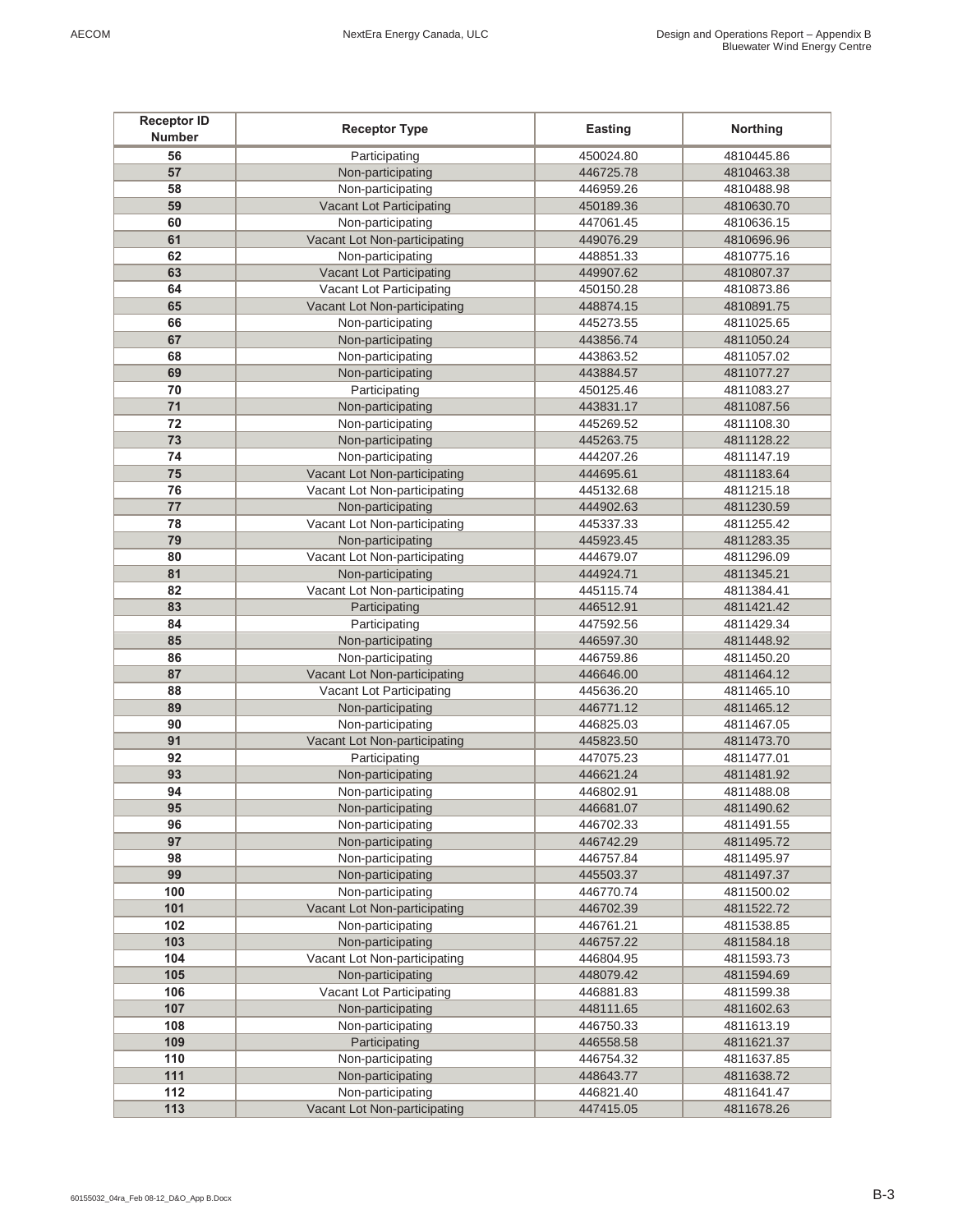| Receptor ID Number | Receptor Type | Easting | Northing |
|---|---|---|---|
| 56 | Participating | 450024.80 | 4810445.86 |
| 57 | Non-participating | 446725.78 | 4810463.38 |
| 58 | Non-participating | 446959.26 | 4810488.98 |
| 59 | Vacant Lot Participating | 450189.36 | 4810630.70 |
| 60 | Non-participating | 447061.45 | 4810636.15 |
| 61 | Vacant Lot Non-participating | 449076.29 | 4810696.96 |
| 62 | Non-participating | 448851.33 | 4810775.16 |
| 63 | Vacant Lot Participating | 449907.62 | 4810807.37 |
| 64 | Vacant Lot Participating | 450150.28 | 4810873.86 |
| 65 | Vacant Lot Non-participating | 448874.15 | 4810891.75 |
| 66 | Non-participating | 445273.55 | 4811025.65 |
| 67 | Non-participating | 443856.74 | 4811050.24 |
| 68 | Non-participating | 443863.52 | 4811057.02 |
| 69 | Non-participating | 443884.57 | 4811077.27 |
| 70 | Participating | 450125.46 | 4811083.27 |
| 71 | Non-participating | 443831.17 | 4811087.56 |
| 72 | Non-participating | 445269.52 | 4811108.30 |
| 73 | Non-participating | 445263.75 | 4811128.22 |
| 74 | Non-participating | 444207.26 | 4811147.19 |
| 75 | Vacant Lot Non-participating | 444695.61 | 4811183.64 |
| 76 | Vacant Lot Non-participating | 445132.68 | 4811215.18 |
| 77 | Non-participating | 444902.63 | 4811230.59 |
| 78 | Vacant Lot Non-participating | 445337.33 | 4811255.42 |
| 79 | Non-participating | 445923.45 | 4811283.35 |
| 80 | Vacant Lot Non-participating | 444679.07 | 4811296.09 |
| 81 | Non-participating | 444924.71 | 4811345.21 |
| 82 | Vacant Lot Non-participating | 445115.74 | 4811384.41 |
| 83 | Participating | 446512.91 | 4811421.42 |
| 84 | Participating | 447592.56 | 4811429.34 |
| 85 | Non-participating | 446597.30 | 4811448.92 |
| 86 | Non-participating | 446759.86 | 4811450.20 |
| 87 | Vacant Lot Non-participating | 446646.00 | 4811464.12 |
| 88 | Vacant Lot Participating | 445636.20 | 4811465.10 |
| 89 | Non-participating | 446771.12 | 4811465.12 |
| 90 | Non-participating | 446825.03 | 4811467.05 |
| 91 | Vacant Lot Non-participating | 445823.50 | 4811473.70 |
| 92 | Participating | 447075.23 | 4811477.01 |
| 93 | Non-participating | 446621.24 | 4811481.92 |
| 94 | Non-participating | 446802.91 | 4811488.08 |
| 95 | Non-participating | 446681.07 | 4811490.62 |
| 96 | Non-participating | 446702.33 | 4811491.55 |
| 97 | Non-participating | 446742.29 | 4811495.72 |
| 98 | Non-participating | 446757.84 | 4811495.97 |
| 99 | Non-participating | 445503.37 | 4811497.37 |
| 100 | Non-participating | 446770.74 | 4811500.02 |
| 101 | Vacant Lot Non-participating | 446702.39 | 4811522.72 |
| 102 | Non-participating | 446761.21 | 4811538.85 |
| 103 | Non-participating | 446757.22 | 4811584.18 |
| 104 | Vacant Lot Non-participating | 446804.95 | 4811593.73 |
| 105 | Non-participating | 448079.42 | 4811594.69 |
| 106 | Vacant Lot Participating | 446881.83 | 4811599.38 |
| 107 | Non-participating | 448111.65 | 4811602.63 |
| 108 | Non-participating | 446750.33 | 4811613.19 |
| 109 | Participating | 446558.58 | 4811621.37 |
| 110 | Non-participating | 446754.32 | 4811637.85 |
| 111 | Non-participating | 448643.77 | 4811638.72 |
| 112 | Non-participating | 446821.40 | 4811641.47 |
| 113 | Vacant Lot Non-participating | 447415.05 | 4811678.26 |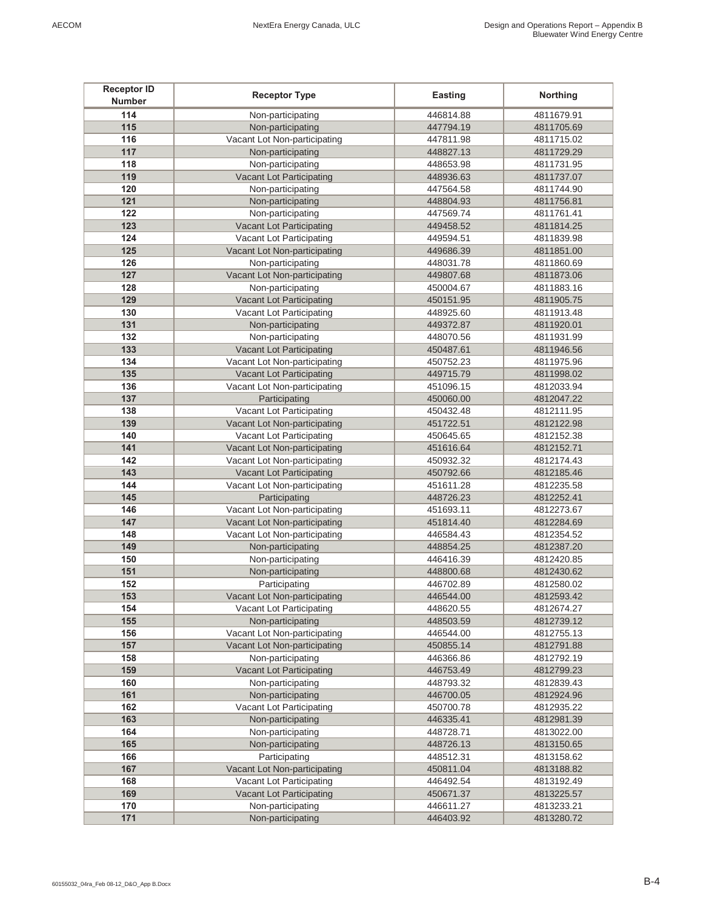| Receptor ID Number | Receptor Type | Easting | Northing |
|---|---|---|---|
| 114 | Non-participating | 446814.88 | 4811679.91 |
| 115 | Non-participating | 447794.19 | 4811705.69 |
| 116 | Vacant Lot Non-participating | 447811.98 | 4811715.02 |
| 117 | Non-participating | 448827.13 | 4811729.29 |
| 118 | Non-participating | 448653.98 | 4811731.95 |
| 119 | Vacant Lot Participating | 448936.63 | 4811737.07 |
| 120 | Non-participating | 447564.58 | 4811744.90 |
| 121 | Non-participating | 448804.93 | 4811756.81 |
| 122 | Non-participating | 447569.74 | 4811761.41 |
| 123 | Vacant Lot Participating | 449458.52 | 4811814.25 |
| 124 | Vacant Lot Participating | 449594.51 | 4811839.98 |
| 125 | Vacant Lot Non-participating | 449686.39 | 4811851.00 |
| 126 | Non-participating | 448031.78 | 4811860.69 |
| 127 | Vacant Lot Non-participating | 449807.68 | 4811873.06 |
| 128 | Non-participating | 450004.67 | 4811883.16 |
| 129 | Vacant Lot Participating | 450151.95 | 4811905.75 |
| 130 | Vacant Lot Participating | 448925.60 | 4811913.48 |
| 131 | Non-participating | 449372.87 | 4811920.01 |
| 132 | Non-participating | 448070.56 | 4811931.99 |
| 133 | Vacant Lot Participating | 450487.61 | 4811946.56 |
| 134 | Vacant Lot Non-participating | 450752.23 | 4811975.96 |
| 135 | Vacant Lot Participating | 449715.79 | 4811998.02 |
| 136 | Vacant Lot Non-participating | 451096.15 | 4812033.94 |
| 137 | Participating | 450060.00 | 4812047.22 |
| 138 | Vacant Lot Participating | 450432.48 | 4812111.95 |
| 139 | Vacant Lot Non-participating | 451722.51 | 4812122.98 |
| 140 | Vacant Lot Participating | 450645.65 | 4812152.38 |
| 141 | Vacant Lot Non-participating | 451616.64 | 4812152.71 |
| 142 | Vacant Lot Non-participating | 450932.32 | 4812174.43 |
| 143 | Vacant Lot Participating | 450792.66 | 4812185.46 |
| 144 | Vacant Lot Non-participating | 451611.28 | 4812235.58 |
| 145 | Participating | 448726.23 | 4812252.41 |
| 146 | Vacant Lot Non-participating | 451693.11 | 4812273.67 |
| 147 | Vacant Lot Non-participating | 451814.40 | 4812284.69 |
| 148 | Vacant Lot Non-participating | 446584.43 | 4812354.52 |
| 149 | Non-participating | 448854.25 | 4812387.20 |
| 150 | Non-participating | 446416.39 | 4812420.85 |
| 151 | Non-participating | 448800.68 | 4812430.62 |
| 152 | Participating | 446702.89 | 4812580.02 |
| 153 | Vacant Lot Non-participating | 446544.00 | 4812593.42 |
| 154 | Vacant Lot Participating | 448620.55 | 4812674.27 |
| 155 | Non-participating | 448503.59 | 4812739.12 |
| 156 | Vacant Lot Non-participating | 446544.00 | 4812755.13 |
| 157 | Vacant Lot Non-participating | 450855.14 | 4812791.88 |
| 158 | Non-participating | 446366.86 | 4812792.19 |
| 159 | Vacant Lot Participating | 446753.49 | 4812799.23 |
| 160 | Non-participating | 448793.32 | 4812839.43 |
| 161 | Non-participating | 446700.05 | 4812924.96 |
| 162 | Vacant Lot Participating | 450700.78 | 4812935.22 |
| 163 | Non-participating | 446335.41 | 4812981.39 |
| 164 | Non-participating | 448728.71 | 4813022.00 |
| 165 | Non-participating | 448726.13 | 4813150.65 |
| 166 | Participating | 448512.31 | 4813158.62 |
| 167 | Vacant Lot Non-participating | 450811.04 | 4813188.82 |
| 168 | Vacant Lot Participating | 446492.54 | 4813192.49 |
| 169 | Vacant Lot Participating | 450671.37 | 4813225.57 |
| 170 | Non-participating | 446611.27 | 4813233.21 |
| 171 | Non-participating | 446403.92 | 4813280.72 |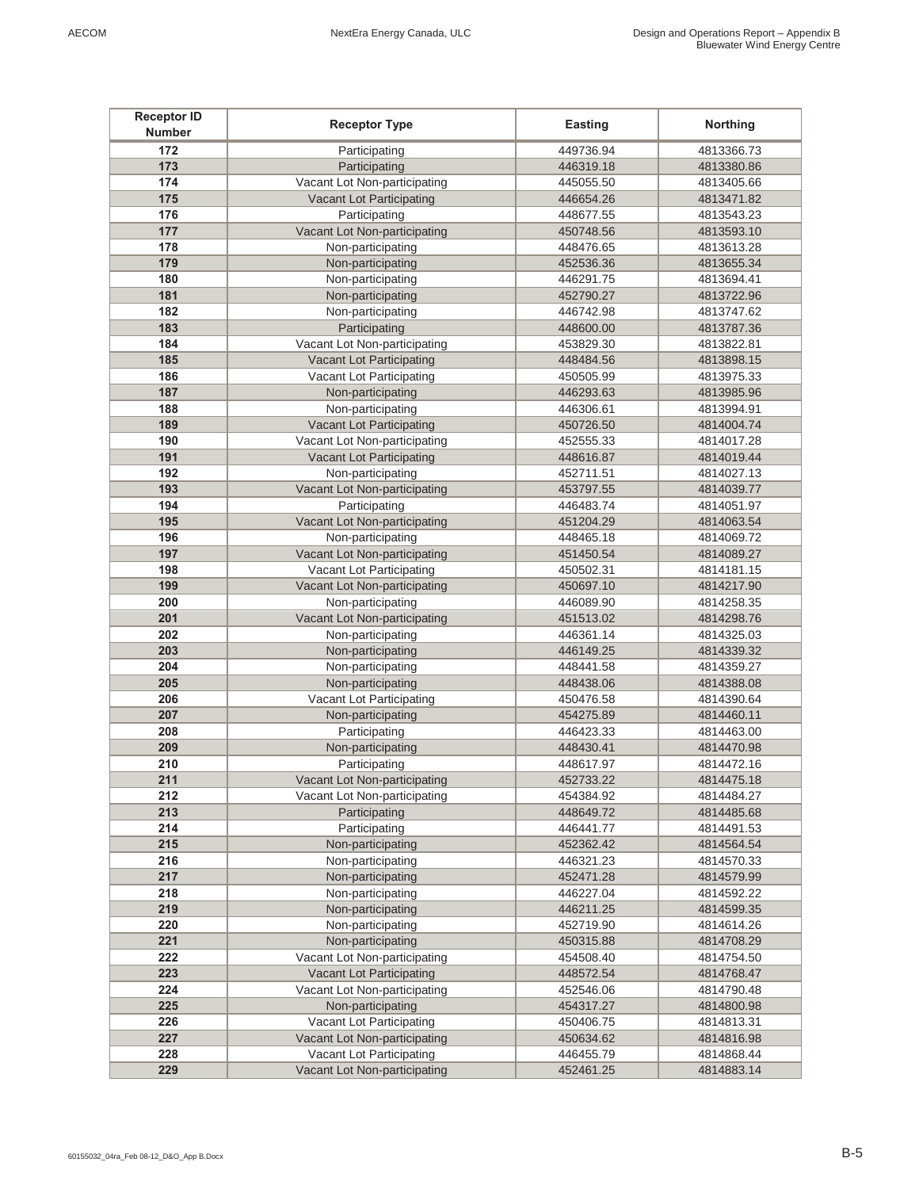| Receptor ID Number | Receptor Type | Easting | Northing |
|---|---|---|---|
| 172 | Participating | 449736.94 | 4813366.73 |
| 173 | Participating | 446319.18 | 4813380.86 |
| 174 | Vacant Lot Non-participating | 445055.50 | 4813405.66 |
| 175 | Vacant Lot Participating | 446654.26 | 4813471.82 |
| 176 | Participating | 448677.55 | 4813543.23 |
| 177 | Vacant Lot Non-participating | 450748.56 | 4813593.10 |
| 178 | Non-participating | 448476.65 | 4813613.28 |
| 179 | Non-participating | 452536.36 | 4813655.34 |
| 180 | Non-participating | 446291.75 | 4813694.41 |
| 181 | Non-participating | 452790.27 | 4813722.96 |
| 182 | Non-participating | 446742.98 | 4813747.62 |
| 183 | Participating | 448600.00 | 4813787.36 |
| 184 | Vacant Lot Non-participating | 453829.30 | 4813822.81 |
| 185 | Vacant Lot Participating | 448484.56 | 4813898.15 |
| 186 | Vacant Lot Participating | 450505.99 | 4813975.33 |
| 187 | Non-participating | 446293.63 | 4813985.96 |
| 188 | Non-participating | 446306.61 | 4813994.91 |
| 189 | Vacant Lot Participating | 450726.50 | 4814004.74 |
| 190 | Vacant Lot Non-participating | 452555.33 | 4814017.28 |
| 191 | Vacant Lot Participating | 448616.87 | 4814019.44 |
| 192 | Non-participating | 452711.51 | 4814027.13 |
| 193 | Vacant Lot Non-participating | 453797.55 | 4814039.77 |
| 194 | Participating | 446483.74 | 4814051.97 |
| 195 | Vacant Lot Non-participating | 451204.29 | 4814063.54 |
| 196 | Non-participating | 448465.18 | 4814069.72 |
| 197 | Vacant Lot Non-participating | 451450.54 | 4814089.27 |
| 198 | Vacant Lot Participating | 450502.31 | 4814181.15 |
| 199 | Vacant Lot Non-participating | 450697.10 | 4814217.90 |
| 200 | Non-participating | 446089.90 | 4814258.35 |
| 201 | Vacant Lot Non-participating | 451513.02 | 4814298.76 |
| 202 | Non-participating | 446361.14 | 4814325.03 |
| 203 | Non-participating | 446149.25 | 4814339.32 |
| 204 | Non-participating | 448441.58 | 4814359.27 |
| 205 | Non-participating | 448438.06 | 4814388.08 |
| 206 | Vacant Lot Participating | 450476.58 | 4814390.64 |
| 207 | Non-participating | 454275.89 | 4814460.11 |
| 208 | Participating | 446423.33 | 4814463.00 |
| 209 | Non-participating | 448430.41 | 4814470.98 |
| 210 | Participating | 448617.97 | 4814472.16 |
| 211 | Vacant Lot Non-participating | 452733.22 | 4814475.18 |
| 212 | Vacant Lot Non-participating | 454384.92 | 4814484.27 |
| 213 | Participating | 448649.72 | 4814485.68 |
| 214 | Participating | 446441.77 | 4814491.53 |
| 215 | Non-participating | 452362.42 | 4814564.54 |
| 216 | Non-participating | 446321.23 | 4814570.33 |
| 217 | Non-participating | 452471.28 | 4814579.99 |
| 218 | Non-participating | 446227.04 | 4814592.22 |
| 219 | Non-participating | 446211.25 | 4814599.35 |
| 220 | Non-participating | 452719.90 | 4814614.26 |
| 221 | Non-participating | 450315.88 | 4814708.29 |
| 222 | Vacant Lot Non-participating | 454508.40 | 4814754.50 |
| 223 | Vacant Lot Participating | 448572.54 | 4814768.47 |
| 224 | Vacant Lot Non-participating | 452546.06 | 4814790.48 |
| 225 | Non-participating | 454317.27 | 4814800.98 |
| 226 | Vacant Lot Participating | 450406.75 | 4814813.31 |
| 227 | Vacant Lot Non-participating | 450634.62 | 4814816.98 |
| 228 | Vacant Lot Participating | 446455.79 | 4814868.44 |
| 229 | Vacant Lot Non-participating | 452461.25 | 4814883.14 |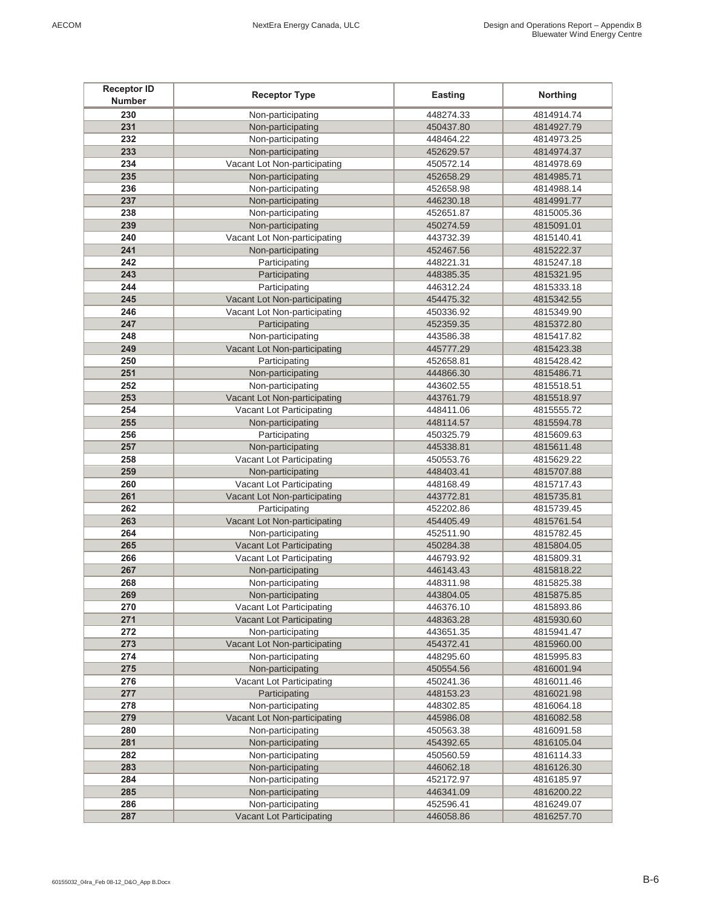| Receptor ID Number | Receptor Type | Easting | Northing |
|---|---|---|---|
| 230 | Non-participating | 448274.33 | 4814914.74 |
| 231 | Non-participating | 450437.80 | 4814927.79 |
| 232 | Non-participating | 448464.22 | 4814973.25 |
| 233 | Non-participating | 452629.57 | 4814974.37 |
| 234 | Vacant Lot Non-participating | 450572.14 | 4814978.69 |
| 235 | Non-participating | 452658.29 | 4814985.71 |
| 236 | Non-participating | 452658.98 | 4814988.14 |
| 237 | Non-participating | 446230.18 | 4814991.77 |
| 238 | Non-participating | 452651.87 | 4815005.36 |
| 239 | Non-participating | 450274.59 | 4815091.01 |
| 240 | Vacant Lot Non-participating | 443732.39 | 4815140.41 |
| 241 | Non-participating | 452467.56 | 4815222.37 |
| 242 | Participating | 448221.31 | 4815247.18 |
| 243 | Participating | 448385.35 | 4815321.95 |
| 244 | Participating | 446312.24 | 4815333.18 |
| 245 | Vacant Lot Non-participating | 454475.32 | 4815342.55 |
| 246 | Vacant Lot Non-participating | 450336.92 | 4815349.90 |
| 247 | Participating | 452359.35 | 4815372.80 |
| 248 | Non-participating | 443586.38 | 4815417.82 |
| 249 | Vacant Lot Non-participating | 445777.29 | 4815423.38 |
| 250 | Participating | 452658.81 | 4815428.42 |
| 251 | Non-participating | 444866.30 | 4815486.71 |
| 252 | Non-participating | 443602.55 | 4815518.51 |
| 253 | Vacant Lot Non-participating | 443761.79 | 4815518.97 |
| 254 | Vacant Lot Participating | 448411.06 | 4815555.72 |
| 255 | Non-participating | 448114.57 | 4815594.78 |
| 256 | Participating | 450325.79 | 4815609.63 |
| 257 | Non-participating | 445338.81 | 4815611.48 |
| 258 | Vacant Lot Participating | 450553.76 | 4815629.22 |
| 259 | Non-participating | 448403.41 | 4815707.88 |
| 260 | Vacant Lot Participating | 448168.49 | 4815717.43 |
| 261 | Vacant Lot Non-participating | 443772.81 | 4815735.81 |
| 262 | Participating | 452202.86 | 4815739.45 |
| 263 | Vacant Lot Non-participating | 454405.49 | 4815761.54 |
| 264 | Non-participating | 452511.90 | 4815782.45 |
| 265 | Vacant Lot Participating | 450284.38 | 4815804.05 |
| 266 | Vacant Lot Participating | 446793.92 | 4815809.31 |
| 267 | Non-participating | 446143.43 | 4815818.22 |
| 268 | Non-participating | 448311.98 | 4815825.38 |
| 269 | Non-participating | 443804.05 | 4815875.85 |
| 270 | Vacant Lot Participating | 446376.10 | 4815893.86 |
| 271 | Vacant Lot Participating | 448363.28 | 4815930.60 |
| 272 | Non-participating | 443651.35 | 4815941.47 |
| 273 | Vacant Lot Non-participating | 454372.41 | 4815960.00 |
| 274 | Non-participating | 448295.60 | 4815995.83 |
| 275 | Non-participating | 450554.56 | 4816001.94 |
| 276 | Vacant Lot Participating | 450241.36 | 4816011.46 |
| 277 | Participating | 448153.23 | 4816021.98 |
| 278 | Non-participating | 448302.85 | 4816064.18 |
| 279 | Vacant Lot Non-participating | 445986.08 | 4816082.58 |
| 280 | Non-participating | 450563.38 | 4816091.58 |
| 281 | Non-participating | 454392.65 | 4816105.04 |
| 282 | Non-participating | 450560.59 | 4816114.33 |
| 283 | Non-participating | 446062.18 | 4816126.30 |
| 284 | Non-participating | 452172.97 | 4816185.97 |
| 285 | Non-participating | 446341.09 | 4816200.22 |
| 286 | Non-participating | 452596.41 | 4816249.07 |
| 287 | Vacant Lot Participating | 446058.86 | 4816257.70 |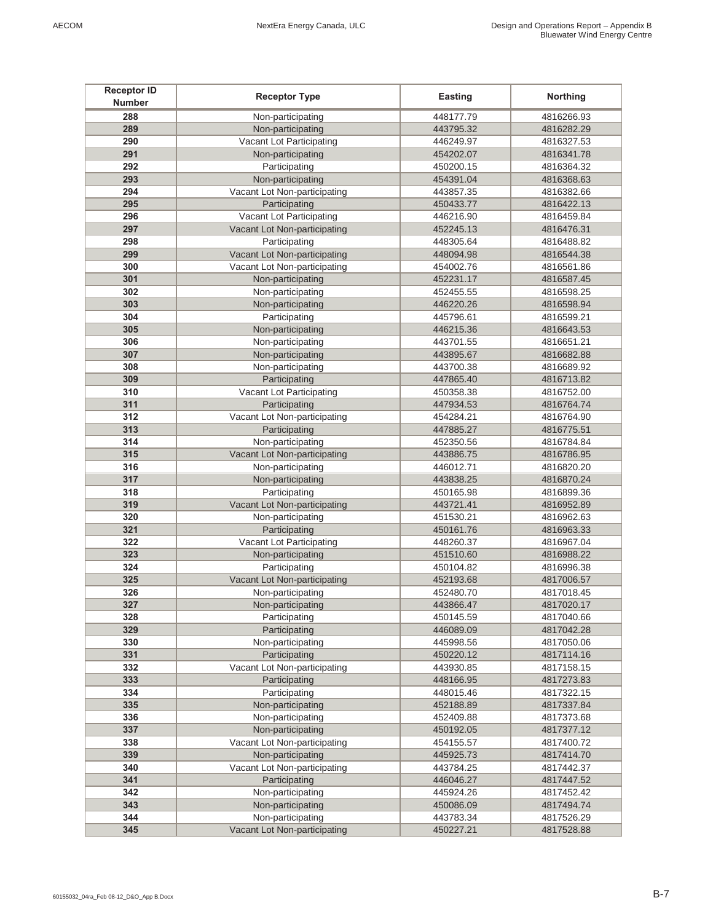| Receptor ID Number | Receptor Type | Easting | Northing |
|---|---|---|---|
| 288 | Non-participating | 448177.79 | 4816266.93 |
| 289 | Non-participating | 443795.32 | 4816282.29 |
| 290 | Vacant Lot Participating | 446249.97 | 4816327.53 |
| 291 | Non-participating | 454202.07 | 4816341.78 |
| 292 | Participating | 450200.15 | 4816364.32 |
| 293 | Non-participating | 454391.04 | 4816368.63 |
| 294 | Vacant Lot Non-participating | 443857.35 | 4816382.66 |
| 295 | Participating | 450433.77 | 4816422.13 |
| 296 | Vacant Lot Participating | 446216.90 | 4816459.84 |
| 297 | Vacant Lot Non-participating | 452245.13 | 4816476.31 |
| 298 | Participating | 448305.64 | 4816488.82 |
| 299 | Vacant Lot Non-participating | 448094.98 | 4816544.38 |
| 300 | Vacant Lot Non-participating | 454002.76 | 4816561.86 |
| 301 | Non-participating | 452231.17 | 4816587.45 |
| 302 | Non-participating | 452455.55 | 4816598.25 |
| 303 | Non-participating | 446220.26 | 4816598.94 |
| 304 | Participating | 445796.61 | 4816599.21 |
| 305 | Non-participating | 446215.36 | 4816643.53 |
| 306 | Non-participating | 443701.55 | 4816651.21 |
| 307 | Non-participating | 443895.67 | 4816682.88 |
| 308 | Non-participating | 443700.38 | 4816689.92 |
| 309 | Participating | 447865.40 | 4816713.82 |
| 310 | Vacant Lot Participating | 450358.38 | 4816752.00 |
| 311 | Participating | 447934.53 | 4816764.74 |
| 312 | Vacant Lot Non-participating | 454284.21 | 4816764.90 |
| 313 | Participating | 447885.27 | 4816775.51 |
| 314 | Non-participating | 452350.56 | 4816784.84 |
| 315 | Vacant Lot Non-participating | 443886.75 | 4816786.95 |
| 316 | Non-participating | 446012.71 | 4816820.20 |
| 317 | Non-participating | 443838.25 | 4816870.24 |
| 318 | Participating | 450165.98 | 4816899.36 |
| 319 | Vacant Lot Non-participating | 443721.41 | 4816952.89 |
| 320 | Non-participating | 451530.21 | 4816962.63 |
| 321 | Participating | 450161.76 | 4816963.33 |
| 322 | Vacant Lot Participating | 448260.37 | 4816967.04 |
| 323 | Non-participating | 451510.60 | 4816988.22 |
| 324 | Participating | 450104.82 | 4816996.38 |
| 325 | Vacant Lot Non-participating | 452193.68 | 4817006.57 |
| 326 | Non-participating | 452480.70 | 4817018.45 |
| 327 | Non-participating | 443866.47 | 4817020.17 |
| 328 | Participating | 450145.59 | 4817040.66 |
| 329 | Participating | 446089.09 | 4817042.28 |
| 330 | Non-participating | 445998.56 | 4817050.06 |
| 331 | Participating | 450220.12 | 4817114.16 |
| 332 | Vacant Lot Non-participating | 443930.85 | 4817158.15 |
| 333 | Participating | 448166.95 | 4817273.83 |
| 334 | Participating | 448015.46 | 4817322.15 |
| 335 | Non-participating | 452188.89 | 4817337.84 |
| 336 | Non-participating | 452409.88 | 4817373.68 |
| 337 | Non-participating | 450192.05 | 4817377.12 |
| 338 | Vacant Lot Non-participating | 454155.57 | 4817400.72 |
| 339 | Non-participating | 445925.73 | 4817414.70 |
| 340 | Vacant Lot Non-participating | 443784.25 | 4817442.37 |
| 341 | Participating | 446046.27 | 4817447.52 |
| 342 | Non-participating | 445924.26 | 4817452.42 |
| 343 | Non-participating | 450086.09 | 4817494.74 |
| 344 | Non-participating | 443783.34 | 4817526.29 |
| 345 | Vacant Lot Non-participating | 450227.21 | 4817528.88 |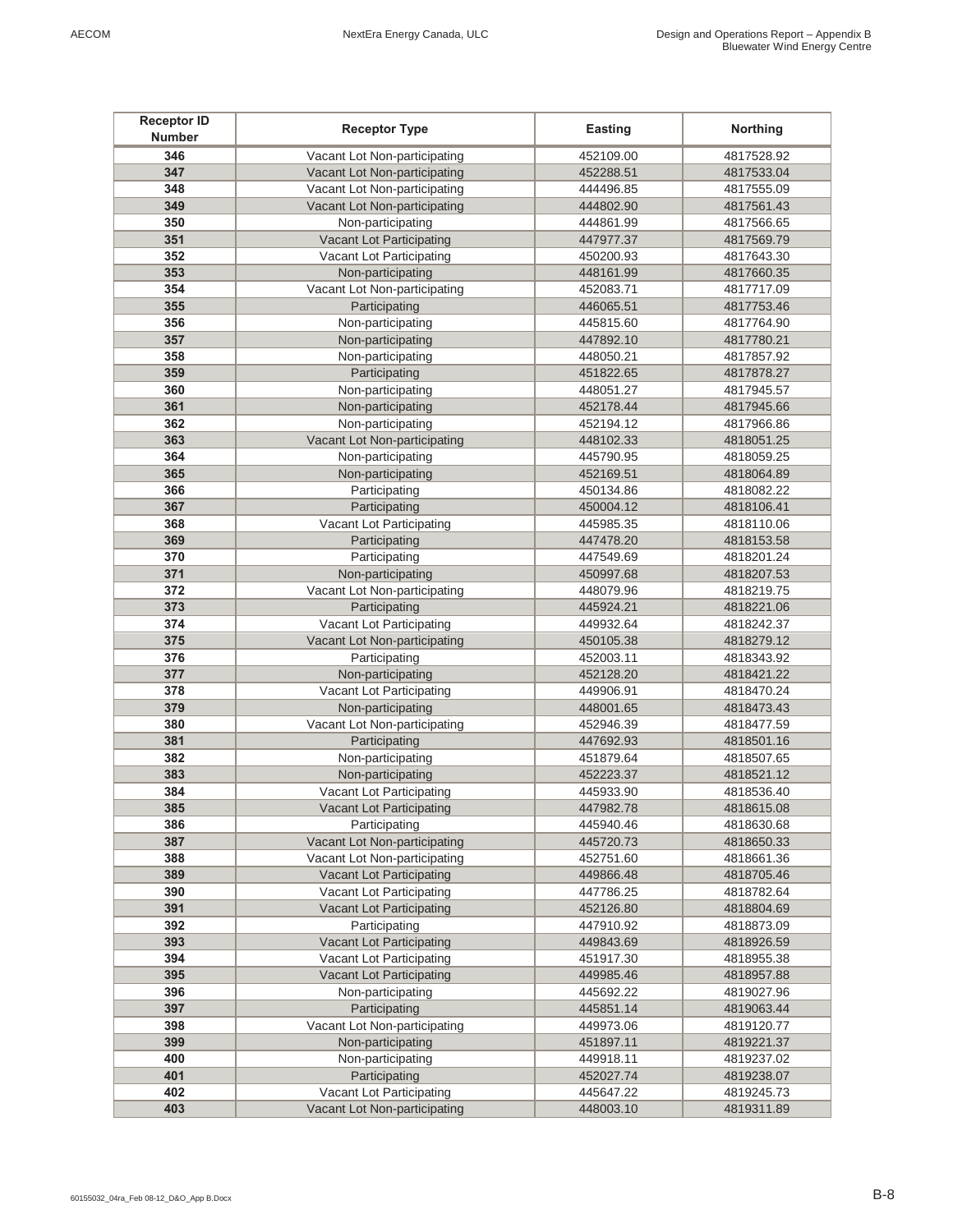| Receptor ID Number | Receptor Type | Easting | Northing |
|---|---|---|---|
| 346 | Vacant Lot Non-participating | 452109.00 | 4817528.92 |
| 347 | Vacant Lot Non-participating | 452288.51 | 4817533.04 |
| 348 | Vacant Lot Non-participating | 444496.85 | 4817555.09 |
| 349 | Vacant Lot Non-participating | 444802.90 | 4817561.43 |
| 350 | Non-participating | 444861.99 | 4817566.65 |
| 351 | Vacant Lot Participating | 447977.37 | 4817569.79 |
| 352 | Vacant Lot Participating | 450200.93 | 4817643.30 |
| 353 | Non-participating | 448161.99 | 4817660.35 |
| 354 | Vacant Lot Non-participating | 452083.71 | 4817717.09 |
| 355 | Participating | 446065.51 | 4817753.46 |
| 356 | Non-participating | 445815.60 | 4817764.90 |
| 357 | Non-participating | 447892.10 | 4817780.21 |
| 358 | Non-participating | 448050.21 | 4817857.92 |
| 359 | Participating | 451822.65 | 4817878.27 |
| 360 | Non-participating | 448051.27 | 4817945.57 |
| 361 | Non-participating | 452178.44 | 4817945.66 |
| 362 | Non-participating | 452194.12 | 4817966.86 |
| 363 | Vacant Lot Non-participating | 448102.33 | 4818051.25 |
| 364 | Non-participating | 445790.95 | 4818059.25 |
| 365 | Non-participating | 452169.51 | 4818064.89 |
| 366 | Participating | 450134.86 | 4818082.22 |
| 367 | Participating | 450004.12 | 4818106.41 |
| 368 | Vacant Lot Participating | 445985.35 | 4818110.06 |
| 369 | Participating | 447478.20 | 4818153.58 |
| 370 | Participating | 447549.69 | 4818201.24 |
| 371 | Non-participating | 450997.68 | 4818207.53 |
| 372 | Vacant Lot Non-participating | 448079.96 | 4818219.75 |
| 373 | Participating | 445924.21 | 4818221.06 |
| 374 | Vacant Lot Participating | 449932.64 | 4818242.37 |
| 375 | Vacant Lot Non-participating | 450105.38 | 4818279.12 |
| 376 | Participating | 452003.11 | 4818343.92 |
| 377 | Non-participating | 452128.20 | 4818421.22 |
| 378 | Vacant Lot Participating | 449906.91 | 4818470.24 |
| 379 | Non-participating | 448001.65 | 4818473.43 |
| 380 | Vacant Lot Non-participating | 452946.39 | 4818477.59 |
| 381 | Participating | 447692.93 | 4818501.16 |
| 382 | Non-participating | 451879.64 | 4818507.65 |
| 383 | Non-participating | 452223.37 | 4818521.12 |
| 384 | Vacant Lot Participating | 445933.90 | 4818536.40 |
| 385 | Vacant Lot Participating | 447982.78 | 4818615.08 |
| 386 | Participating | 445940.46 | 4818630.68 |
| 387 | Vacant Lot Non-participating | 445720.73 | 4818650.33 |
| 388 | Vacant Lot Non-participating | 452751.60 | 4818661.36 |
| 389 | Vacant Lot Participating | 449866.48 | 4818705.46 |
| 390 | Vacant Lot Participating | 447786.25 | 4818782.64 |
| 391 | Vacant Lot Participating | 452126.80 | 4818804.69 |
| 392 | Participating | 447910.92 | 4818873.09 |
| 393 | Vacant Lot Participating | 449843.69 | 4818926.59 |
| 394 | Vacant Lot Participating | 451917.30 | 4818955.38 |
| 395 | Vacant Lot Participating | 449985.46 | 4818957.88 |
| 396 | Non-participating | 445692.22 | 4819027.96 |
| 397 | Participating | 445851.14 | 4819063.44 |
| 398 | Vacant Lot Non-participating | 449973.06 | 4819120.77 |
| 399 | Non-participating | 451897.11 | 4819221.37 |
| 400 | Non-participating | 449918.11 | 4819237.02 |
| 401 | Participating | 452027.74 | 4819238.07 |
| 402 | Vacant Lot Participating | 445647.22 | 4819245.73 |
| 403 | Vacant Lot Non-participating | 448003.10 | 4819311.89 |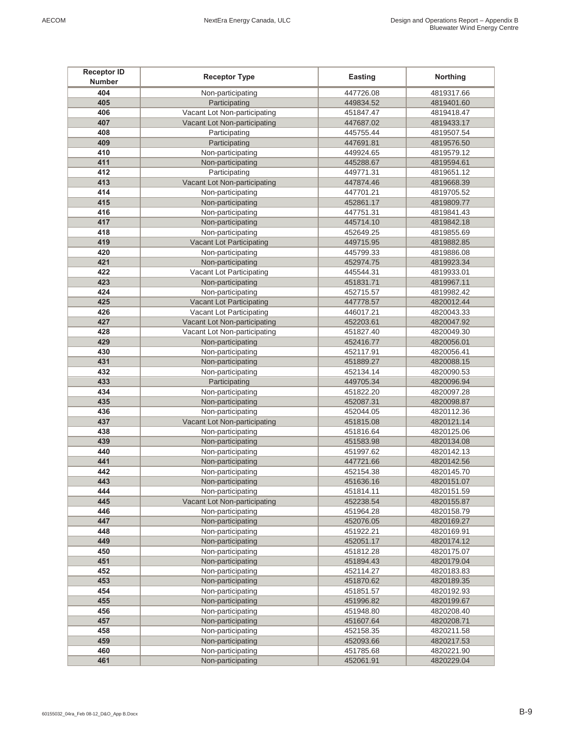| Receptor ID Number | Receptor Type | Easting | Northing |
|---|---|---|---|
| 404 | Non-participating | 447726.08 | 4819317.66 |
| 405 | Participating | 449834.52 | 4819401.60 |
| 406 | Vacant Lot Non-participating | 451847.47 | 4819418.47 |
| 407 | Vacant Lot Non-participating | 447687.02 | 4819433.17 |
| 408 | Participating | 445755.44 | 4819507.54 |
| 409 | Participating | 447691.81 | 4819576.50 |
| 410 | Non-participating | 449924.65 | 4819579.12 |
| 411 | Non-participating | 445288.67 | 4819594.61 |
| 412 | Participating | 449771.31 | 4819651.12 |
| 413 | Vacant Lot Non-participating | 447874.46 | 4819668.39 |
| 414 | Non-participating | 447701.21 | 4819705.52 |
| 415 | Non-participating | 452861.17 | 4819809.77 |
| 416 | Non-participating | 447751.31 | 4819841.43 |
| 417 | Non-participating | 445714.10 | 4819842.18 |
| 418 | Non-participating | 452649.25 | 4819855.69 |
| 419 | Vacant Lot Participating | 449715.95 | 4819882.85 |
| 420 | Non-participating | 445799.33 | 4819886.08 |
| 421 | Non-participating | 452974.75 | 4819923.34 |
| 422 | Vacant Lot Participating | 445544.31 | 4819933.01 |
| 423 | Non-participating | 451831.71 | 4819967.11 |
| 424 | Non-participating | 452715.57 | 4819982.42 |
| 425 | Vacant Lot Participating | 447778.57 | 4820012.44 |
| 426 | Vacant Lot Participating | 446017.21 | 4820043.33 |
| 427 | Vacant Lot Non-participating | 452203.61 | 4820047.92 |
| 428 | Vacant Lot Non-participating | 451827.40 | 4820049.30 |
| 429 | Non-participating | 452416.77 | 4820056.01 |
| 430 | Non-participating | 452117.91 | 4820056.41 |
| 431 | Non-participating | 451889.27 | 4820088.15 |
| 432 | Non-participating | 452134.14 | 4820090.53 |
| 433 | Participating | 449705.34 | 4820096.94 |
| 434 | Non-participating | 451822.20 | 4820097.28 |
| 435 | Non-participating | 452087.31 | 4820098.87 |
| 436 | Non-participating | 452044.05 | 4820112.36 |
| 437 | Vacant Lot Non-participating | 451815.08 | 4820121.14 |
| 438 | Non-participating | 451816.64 | 4820125.06 |
| 439 | Non-participating | 451583.98 | 4820134.08 |
| 440 | Non-participating | 451997.62 | 4820142.13 |
| 441 | Non-participating | 447721.66 | 4820142.56 |
| 442 | Non-participating | 452154.38 | 4820145.70 |
| 443 | Non-participating | 451636.16 | 4820151.07 |
| 444 | Non-participating | 451814.11 | 4820151.59 |
| 445 | Vacant Lot Non-participating | 452238.54 | 4820155.87 |
| 446 | Non-participating | 451964.28 | 4820158.79 |
| 447 | Non-participating | 452076.05 | 4820169.27 |
| 448 | Non-participating | 451922.21 | 4820169.91 |
| 449 | Non-participating | 452051.17 | 4820174.12 |
| 450 | Non-participating | 451812.28 | 4820175.07 |
| 451 | Non-participating | 451894.43 | 4820179.04 |
| 452 | Non-participating | 452114.27 | 4820183.83 |
| 453 | Non-participating | 451870.62 | 4820189.35 |
| 454 | Non-participating | 451851.57 | 4820192.93 |
| 455 | Non-participating | 451996.82 | 4820199.67 |
| 456 | Non-participating | 451948.80 | 4820208.40 |
| 457 | Non-participating | 451607.64 | 4820208.71 |
| 458 | Non-participating | 452158.35 | 4820211.58 |
| 459 | Non-participating | 452093.66 | 4820217.53 |
| 460 | Non-participating | 451785.68 | 4820221.90 |
| 461 | Non-participating | 452061.91 | 4820229.04 |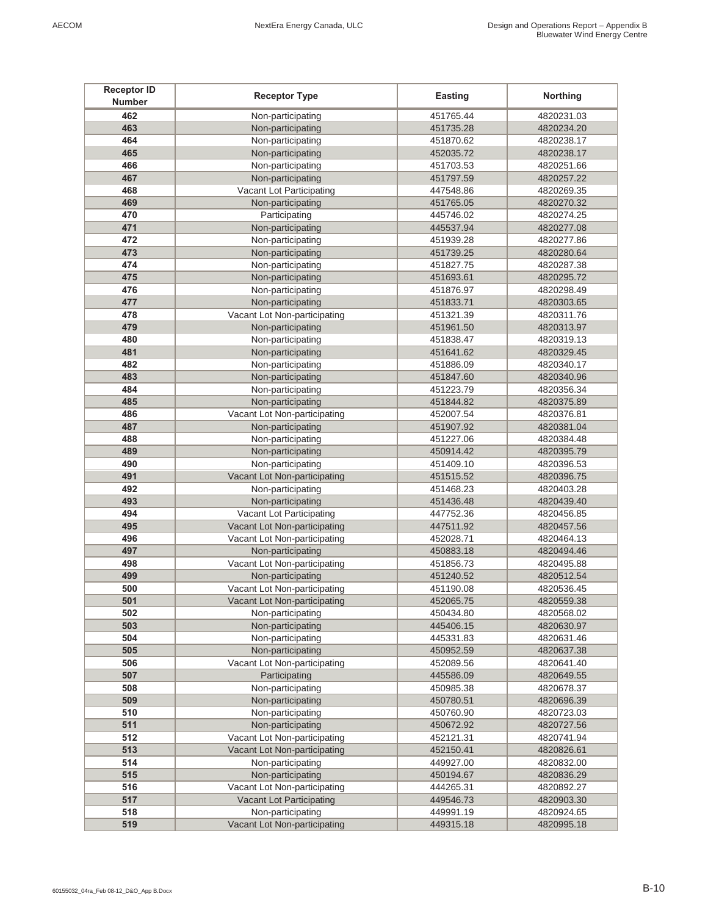| Receptor ID Number | Receptor Type | Easting | Northing |
|---|---|---|---|
| 462 | Non-participating | 451765.44 | 4820231.03 |
| 463 | Non-participating | 451735.28 | 4820234.20 |
| 464 | Non-participating | 451870.62 | 4820238.17 |
| 465 | Non-participating | 452035.72 | 4820238.17 |
| 466 | Non-participating | 451703.53 | 4820251.66 |
| 467 | Non-participating | 451797.59 | 4820257.22 |
| 468 | Vacant Lot Participating | 447548.86 | 4820269.35 |
| 469 | Non-participating | 451765.05 | 4820270.32 |
| 470 | Participating | 445746.02 | 4820274.25 |
| 471 | Non-participating | 445537.94 | 4820277.08 |
| 472 | Non-participating | 451939.28 | 4820277.86 |
| 473 | Non-participating | 451739.25 | 4820280.64 |
| 474 | Non-participating | 451827.75 | 4820287.38 |
| 475 | Non-participating | 451693.61 | 4820295.72 |
| 476 | Non-participating | 451876.97 | 4820298.49 |
| 477 | Non-participating | 451833.71 | 4820303.65 |
| 478 | Vacant Lot Non-participating | 451321.39 | 4820311.76 |
| 479 | Non-participating | 451961.50 | 4820313.97 |
| 480 | Non-participating | 451838.47 | 4820319.13 |
| 481 | Non-participating | 451641.62 | 4820329.45 |
| 482 | Non-participating | 451886.09 | 4820340.17 |
| 483 | Non-participating | 451847.60 | 4820340.96 |
| 484 | Non-participating | 451223.79 | 4820356.34 |
| 485 | Non-participating | 451844.82 | 4820375.89 |
| 486 | Vacant Lot Non-participating | 452007.54 | 4820376.81 |
| 487 | Non-participating | 451907.92 | 4820381.04 |
| 488 | Non-participating | 451227.06 | 4820384.48 |
| 489 | Non-participating | 450914.42 | 4820395.79 |
| 490 | Non-participating | 451409.10 | 4820396.53 |
| 491 | Vacant Lot Non-participating | 451515.52 | 4820396.75 |
| 492 | Non-participating | 451468.23 | 4820403.28 |
| 493 | Non-participating | 451436.48 | 4820439.40 |
| 494 | Vacant Lot Participating | 447752.36 | 4820456.85 |
| 495 | Vacant Lot Non-participating | 447511.92 | 4820457.56 |
| 496 | Vacant Lot Non-participating | 452028.71 | 4820464.13 |
| 497 | Non-participating | 450883.18 | 4820494.46 |
| 498 | Vacant Lot Non-participating | 451856.73 | 4820495.88 |
| 499 | Non-participating | 451240.52 | 4820512.54 |
| 500 | Vacant Lot Non-participating | 451190.08 | 4820536.45 |
| 501 | Vacant Lot Non-participating | 452065.75 | 4820559.38 |
| 502 | Non-participating | 450434.80 | 4820568.02 |
| 503 | Non-participating | 445406.15 | 4820630.97 |
| 504 | Non-participating | 445331.83 | 4820631.46 |
| 505 | Non-participating | 450952.59 | 4820637.38 |
| 506 | Vacant Lot Non-participating | 452089.56 | 4820641.40 |
| 507 | Participating | 445586.09 | 4820649.55 |
| 508 | Non-participating | 450985.38 | 4820678.37 |
| 509 | Non-participating | 450780.51 | 4820696.39 |
| 510 | Non-participating | 450760.90 | 4820723.03 |
| 511 | Non-participating | 450672.92 | 4820727.56 |
| 512 | Vacant Lot Non-participating | 452121.31 | 4820741.94 |
| 513 | Vacant Lot Non-participating | 452150.41 | 4820826.61 |
| 514 | Non-participating | 449927.00 | 4820832.00 |
| 515 | Non-participating | 450194.67 | 4820836.29 |
| 516 | Vacant Lot Non-participating | 444265.31 | 4820892.27 |
| 517 | Vacant Lot Participating | 449546.73 | 4820903.30 |
| 518 | Non-participating | 449991.19 | 4820924.65 |
| 519 | Vacant Lot Non-participating | 449315.18 | 4820995.18 |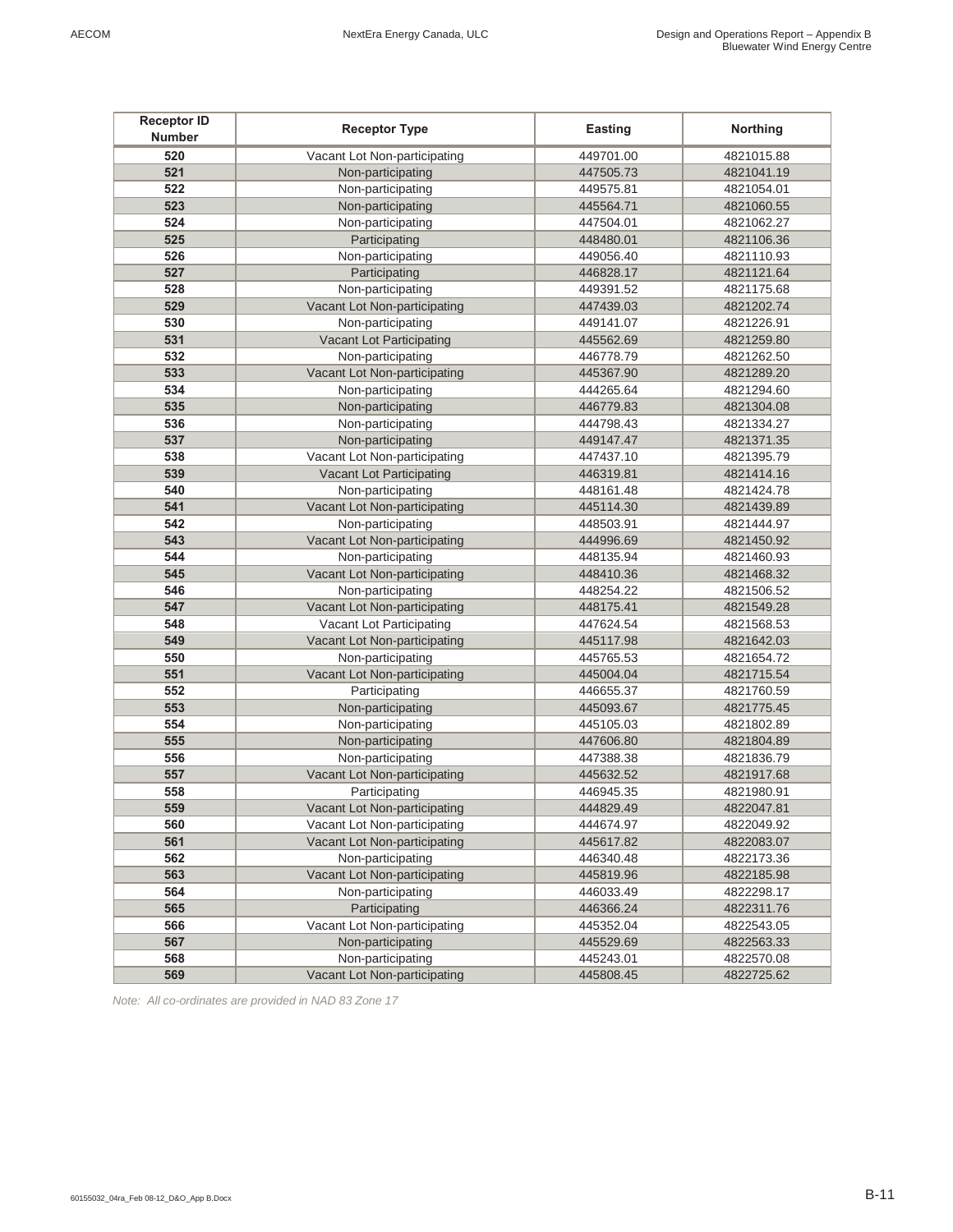| Receptor ID Number | Receptor Type | Easting | Northing |
| --- | --- | --- | --- |
| 520 | Vacant Lot Non-participating | 449701.00 | 4821015.88 |
| 521 | Non-participating | 447505.73 | 4821041.19 |
| 522 | Non-participating | 449575.81 | 4821054.01 |
| 523 | Non-participating | 445564.71 | 4821060.55 |
| 524 | Non-participating | 447504.01 | 4821062.27 |
| 525 | Participating | 448480.01 | 4821106.36 |
| 526 | Non-participating | 449056.40 | 4821110.93 |
| 527 | Participating | 446828.17 | 4821121.64 |
| 528 | Non-participating | 449391.52 | 4821175.68 |
| 529 | Vacant Lot Non-participating | 447439.03 | 4821202.74 |
| 530 | Non-participating | 449141.07 | 4821226.91 |
| 531 | Vacant Lot Participating | 445562.69 | 4821259.80 |
| 532 | Non-participating | 446778.79 | 4821262.50 |
| 533 | Vacant Lot Non-participating | 445367.90 | 4821289.20 |
| 534 | Non-participating | 444265.64 | 4821294.60 |
| 535 | Non-participating | 446779.83 | 4821304.08 |
| 536 | Non-participating | 444798.43 | 4821334.27 |
| 537 | Non-participating | 449147.47 | 4821371.35 |
| 538 | Vacant Lot Non-participating | 447437.10 | 4821395.79 |
| 539 | Vacant Lot Participating | 446319.81 | 4821414.16 |
| 540 | Non-participating | 448161.48 | 4821424.78 |
| 541 | Vacant Lot Non-participating | 445114.30 | 4821439.89 |
| 542 | Non-participating | 448503.91 | 4821444.97 |
| 543 | Vacant Lot Non-participating | 444996.69 | 4821450.92 |
| 544 | Non-participating | 448135.94 | 4821460.93 |
| 545 | Vacant Lot Non-participating | 448410.36 | 4821468.32 |
| 546 | Non-participating | 448254.22 | 4821506.52 |
| 547 | Vacant Lot Non-participating | 448175.41 | 4821549.28 |
| 548 | Vacant Lot Participating | 447624.54 | 4821568.53 |
| 549 | Vacant Lot Non-participating | 445117.98 | 4821642.03 |
| 550 | Non-participating | 445765.53 | 4821654.72 |
| 551 | Vacant Lot Non-participating | 445004.04 | 4821715.54 |
| 552 | Participating | 446655.37 | 4821760.59 |
| 553 | Non-participating | 445093.67 | 4821775.45 |
| 554 | Non-participating | 445105.03 | 4821802.89 |
| 555 | Non-participating | 447606.80 | 4821804.89 |
| 556 | Non-participating | 447388.38 | 4821836.79 |
| 557 | Vacant Lot Non-participating | 445632.52 | 4821917.68 |
| 558 | Participating | 446945.35 | 4821980.91 |
| 559 | Vacant Lot Non-participating | 444829.49 | 4822047.81 |
| 560 | Vacant Lot Non-participating | 444674.97 | 4822049.92 |
| 561 | Vacant Lot Non-participating | 445617.82 | 4822083.07 |
| 562 | Non-participating | 446340.48 | 4822173.36 |
| 563 | Vacant Lot Non-participating | 445819.96 | 4822185.98 |
| 564 | Non-participating | 446033.49 | 4822298.17 |
| 565 | Participating | 446366.24 | 4822311.76 |
| 566 | Vacant Lot Non-participating | 445352.04 | 4822543.05 |
| 567 | Non-participating | 445529.69 | 4822563.33 |
| 568 | Non-participating | 445243.01 | 4822570.08 |
| 569 | Vacant Lot Non-participating | 445808.45 | 4822725.62 |

*Note: All co-ordinates are provided in NAD 83 Zone 17*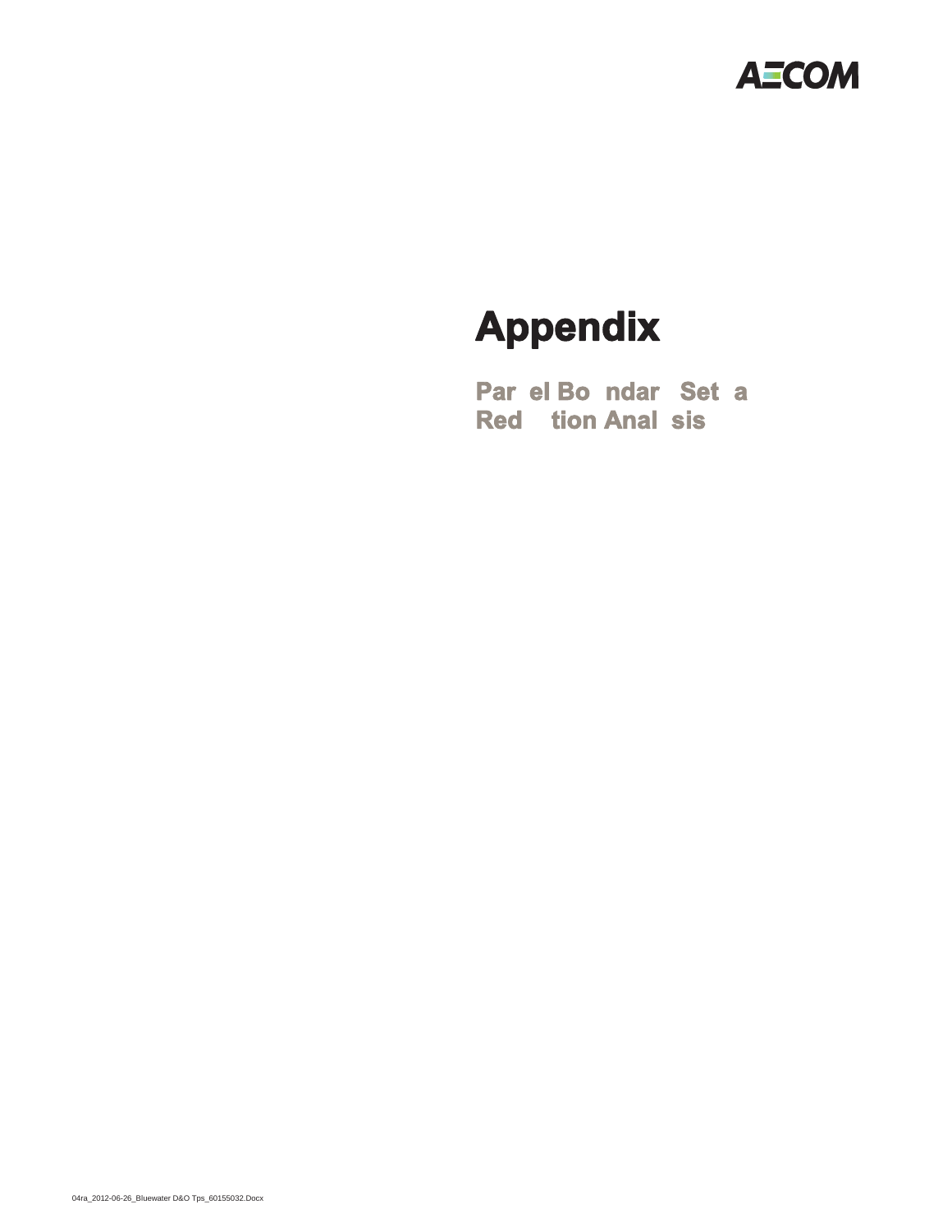# Appendix

## Par el Bo ndar Set a Red tion Anal sis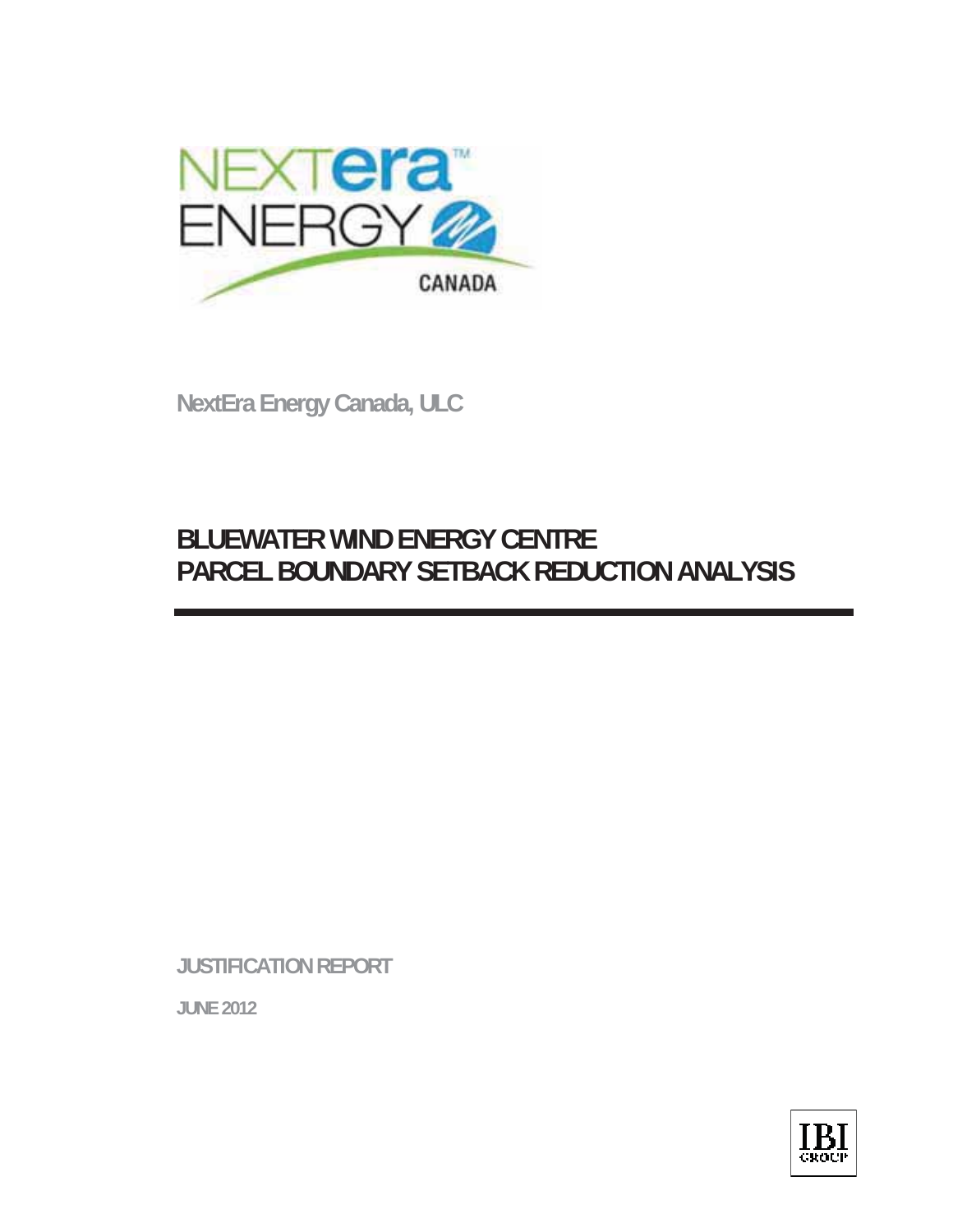NextEra Energy Canada, ULC

# BLUEWATER WIND ENERGY CENTRE PARCEL BOUNDARY SETBACK REDUCTION ANALYSIS

JUSTIFICATION REPORT

JUNE 2012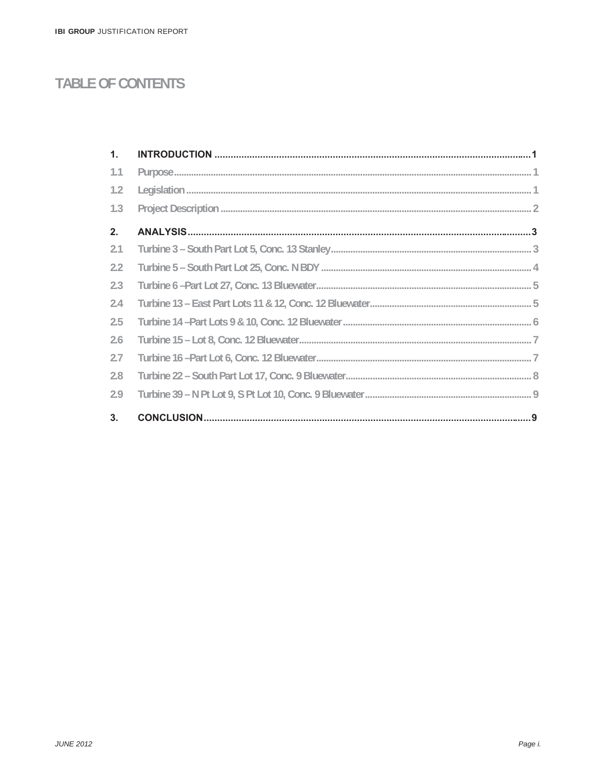# TABLE OF CONTENTS

| | | |
|---|---|---|
| **1.** | **INTRODUCTION** | **1** |
| 1.1 | Purpose | 1 |
| 1.2 | Legislation | 1 |
| 1.3 | Project Description | 2 |
| **2.** | **ANALYSIS** | **3** |
| 2.1 | Turbine 3 – South Part Lot 5, Conc. 13 Stanley | 3 |
| 2.2 | Turbine 5 – South Part Lot 25, Conc. N BDY | 4 |
| 2.3 | Turbine 6 –Part Lot 27, Conc. 13 Bluewater | 5 |
| 2.4 | Turbine 13 – East Part Lots 11 & 12, Conc. 12 Bluewater | 5 |
| 2.5 | Turbine 14 –Part Lots 9 & 10, Conc. 12 Bluewater | 6 |
| 2.6 | Turbine 15 – Lot 8, Conc. 12 Bluewater | 7 |
| 2.7 | Turbine 16 –Part Lot 6, Conc. 12 Bluewater | 7 |
| 2.8 | Turbine 22 – South Part Lot 17, Conc. 9 Bluewater | 8 |
| 2.9 | Turbine 39 – N Pt Lot 9, S Pt Lot 10, Conc. 9 Bluewater | 9 |
| **3.** | **CONCLUSION** | **9** |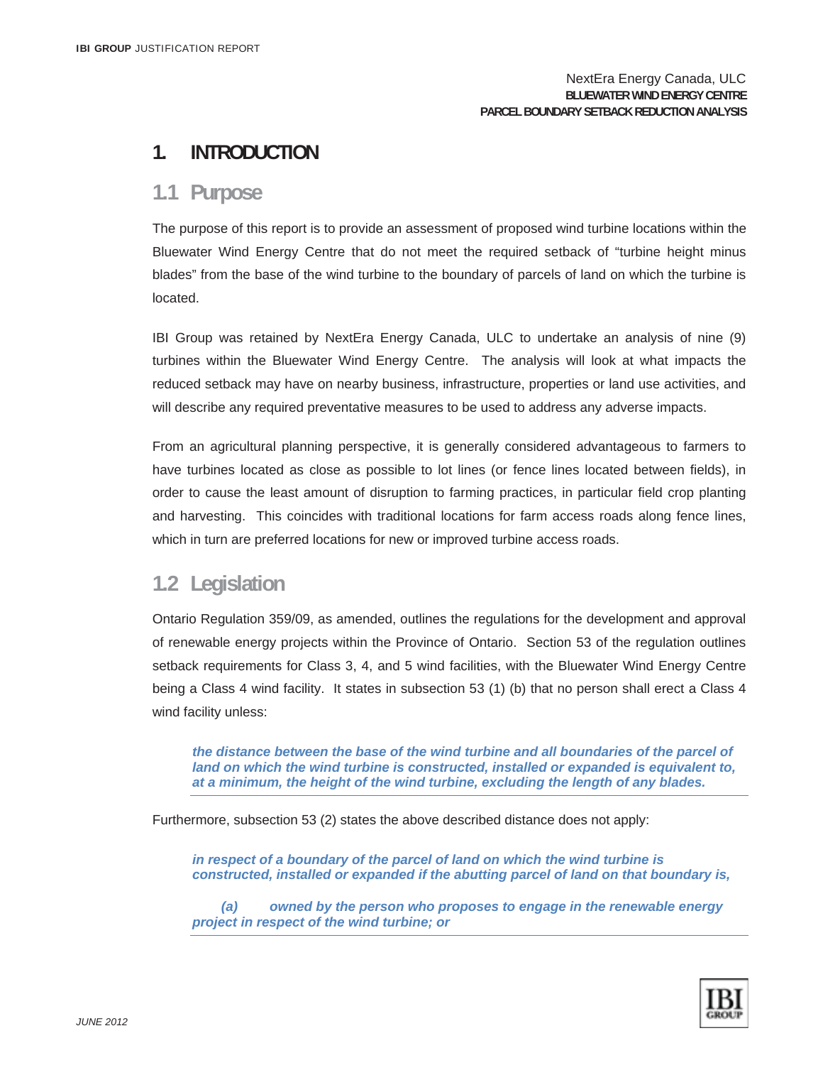# 1. INTRODUCTION

## 1.1 Purpose

The purpose of this report is to provide an assessment of proposed wind turbine locations within the Bluewater Wind Energy Centre that do not meet the required setback of "turbine height minus blades" from the base of the wind turbine to the boundary of parcels of land on which the turbine is located.

IBI Group was retained by NextEra Energy Canada, ULC to undertake an analysis of nine (9) turbines within the Bluewater Wind Energy Centre. The analysis will look at what impacts the reduced setback may have on nearby business, infrastructure, properties or land use activities, and will describe any required preventative measures to be used to address any adverse impacts.

From an agricultural planning perspective, it is generally considered advantageous to farmers to have turbines located as close as possible to lot lines (or fence lines located between fields), in order to cause the least amount of disruption to farming practices, in particular field crop planting and harvesting. This coincides with traditional locations for farm access roads along fence lines, which in turn are preferred locations for new or improved turbine access roads.

## 1.2 Legislation

Ontario Regulation 359/09, as amended, outlines the regulations for the development and approval of renewable energy projects within the Province of Ontario. Section 53 of the regulation outlines setback requirements for Class 3, 4, and 5 wind facilities, with the Bluewater Wind Energy Centre being a Class 4 wind facility. It states in subsection 53 (1) (b) that no person shall erect a Class 4 wind facility unless:

> ***the distance between the base of the wind turbine and all boundaries of the parcel of land on which the wind turbine is constructed, installed or expanded is equivalent to, at a minimum, the height of the wind turbine, excluding the length of any blades.***

Furthermore, subsection 53 (2) states the above described distance does not apply:

> ***in respect of a boundary of the parcel of land on which the wind turbine is constructed, installed or expanded if the abutting parcel of land on that boundary is,***
>
> ***(a) owned by the person who proposes to engage in the renewable energy project in respect of the wind turbine; or***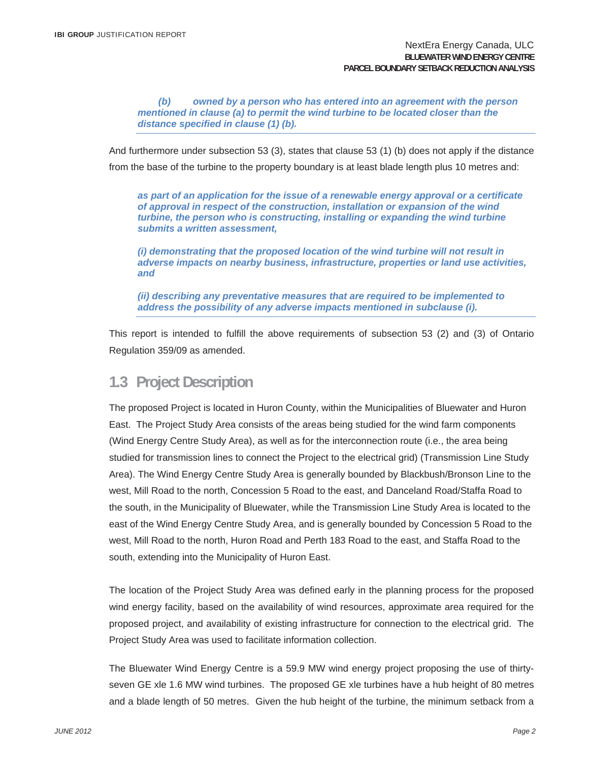*(b) owned by a person who has entered into an agreement with the person mentioned in clause (a) to permit the wind turbine to be located closer than the distance specified in clause (1) (b).*

And furthermore under subsection 53 (3), states that clause 53 (1) (b) does not apply if the distance from the base of the turbine to the property boundary is at least blade length plus 10 metres and:

*as part of an application for the issue of a renewable energy approval or a certificate of approval in respect of the construction, installation or expansion of the wind turbine, the person who is constructing, installing or expanding the wind turbine submits a written assessment,*

*(i) demonstrating that the proposed location of the wind turbine will not result in adverse impacts on nearby business, infrastructure, properties or land use activities, and*

*(ii) describing any preventative measures that are required to be implemented to address the possibility of any adverse impacts mentioned in subclause (i).*

This report is intended to fulfill the above requirements of subsection 53 (2) and (3) of Ontario Regulation 359/09 as amended.

## 1.3 Project Description

The proposed Project is located in Huron County, within the Municipalities of Bluewater and Huron East. The Project Study Area consists of the areas being studied for the wind farm components (Wind Energy Centre Study Area), as well as for the interconnection route (i.e., the area being studied for transmission lines to connect the Project to the electrical grid) (Transmission Line Study Area). The Wind Energy Centre Study Area is generally bounded by Blackbush/Bronson Line to the west, Mill Road to the north, Concession 5 Road to the east, and Danceland Road/Staffa Road to the south, in the Municipality of Bluewater, while the Transmission Line Study Area is located to the east of the Wind Energy Centre Study Area, and is generally bounded by Concession 5 Road to the west, Mill Road to the north, Huron Road and Perth 183 Road to the east, and Staffa Road to the south, extending into the Municipality of Huron East.

The location of the Project Study Area was defined early in the planning process for the proposed wind energy facility, based on the availability of wind resources, approximate area required for the proposed project, and availability of existing infrastructure for connection to the electrical grid. The Project Study Area was used to facilitate information collection.

The Bluewater Wind Energy Centre is a 59.9 MW wind energy project proposing the use of thirty-seven GE xle 1.6 MW wind turbines. The proposed GE xle turbines have a hub height of 80 metres and a blade length of 50 metres. Given the hub height of the turbine, the minimum setback from a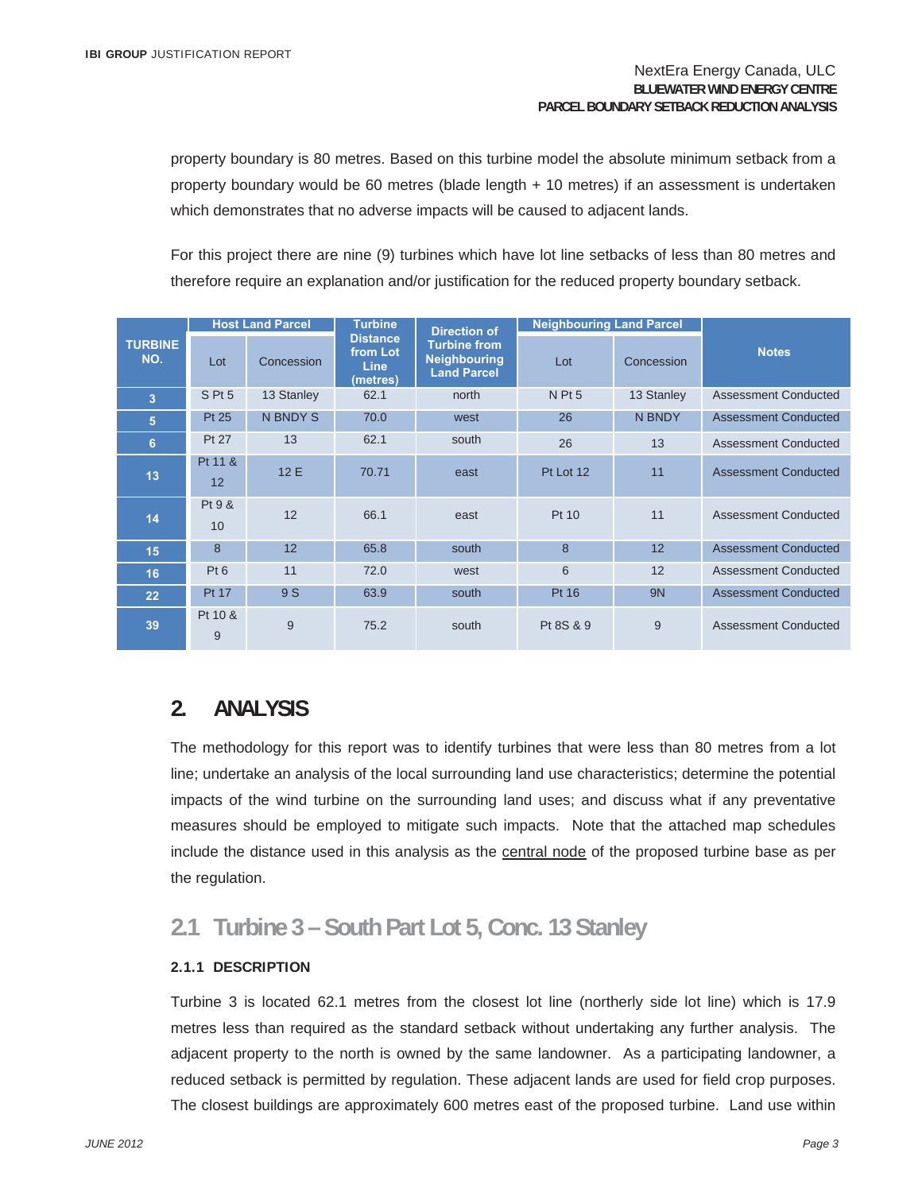property boundary is 80 metres. Based on this turbine model the absolute minimum setback from a property boundary would be 60 metres (blade length + 10 metres) if an assessment is undertaken which demonstrates that no adverse impacts will be caused to adjacent lands.

For this project there are nine (9) turbines which have lot line setbacks of less than 80 metres and therefore require an explanation and/or justification for the reduced property boundary setback.

| TURBINE NO. | Host Land Parcel | | Turbine Distance from Lot Line (metres) | Direction of Turbine from Neighbouring Land Parcel | Neighbouring Land Parcel | | Notes |
|---|---|---|---|---|---|---|---|
| | Lot | Concession | | | Lot | Concession | |
| 3 | S Pt 5 | 13 Stanley | 62.1 | north | N Pt 5 | 13 Stanley | Assessment Conducted |
| 5 | Pt 25 | N BNDY S | 70.0 | west | 26 | N BNDY | Assessment Conducted |
| 6 | Pt 27 | 13 | 62.1 | south | 26 | 13 | Assessment Conducted |
| 13 | Pt 11 & 12 | 12 E | 70.71 | east | Pt Lot 12 | 11 | Assessment Conducted |
| 14 | Pt 9 & 10 | 12 | 66.1 | east | Pt 10 | 11 | Assessment Conducted |
| 15 | 8 | 12 | 65.8 | south | 8 | 12 | Assessment Conducted |
| 16 | Pt 6 | 11 | 72.0 | west | 6 | 12 | Assessment Conducted |
| 22 | Pt 17 | 9 S | 63.9 | south | Pt 16 | 9N | Assessment Conducted |
| 39 | Pt 10 & 9 | 9 | 75.2 | south | Pt 8S & 9 | 9 | Assessment Conducted |

## 2. ANALYSIS

The methodology for this report was to identify turbines that were less than 80 metres from a lot line; undertake an analysis of the local surrounding land use characteristics; determine the potential impacts of the wind turbine on the surrounding land uses; and discuss what if any preventative measures should be employed to mitigate such impacts. Note that the attached map schedules include the distance used in this analysis as the central node of the proposed turbine base as per the regulation.

### 2.1 Turbine 3 – South Part Lot 5, Conc. 13 Stanley

#### 2.1.1 DESCRIPTION

Turbine 3 is located 62.1 metres from the closest lot line (northerly side lot line) which is 17.9 metres less than required as the standard setback without undertaking any further analysis. The adjacent property to the north is owned by the same landowner. As a participating landowner, a reduced setback is permitted by regulation. These adjacent lands are used for field crop purposes. The closest buildings are approximately 600 metres east of the proposed turbine. Land use within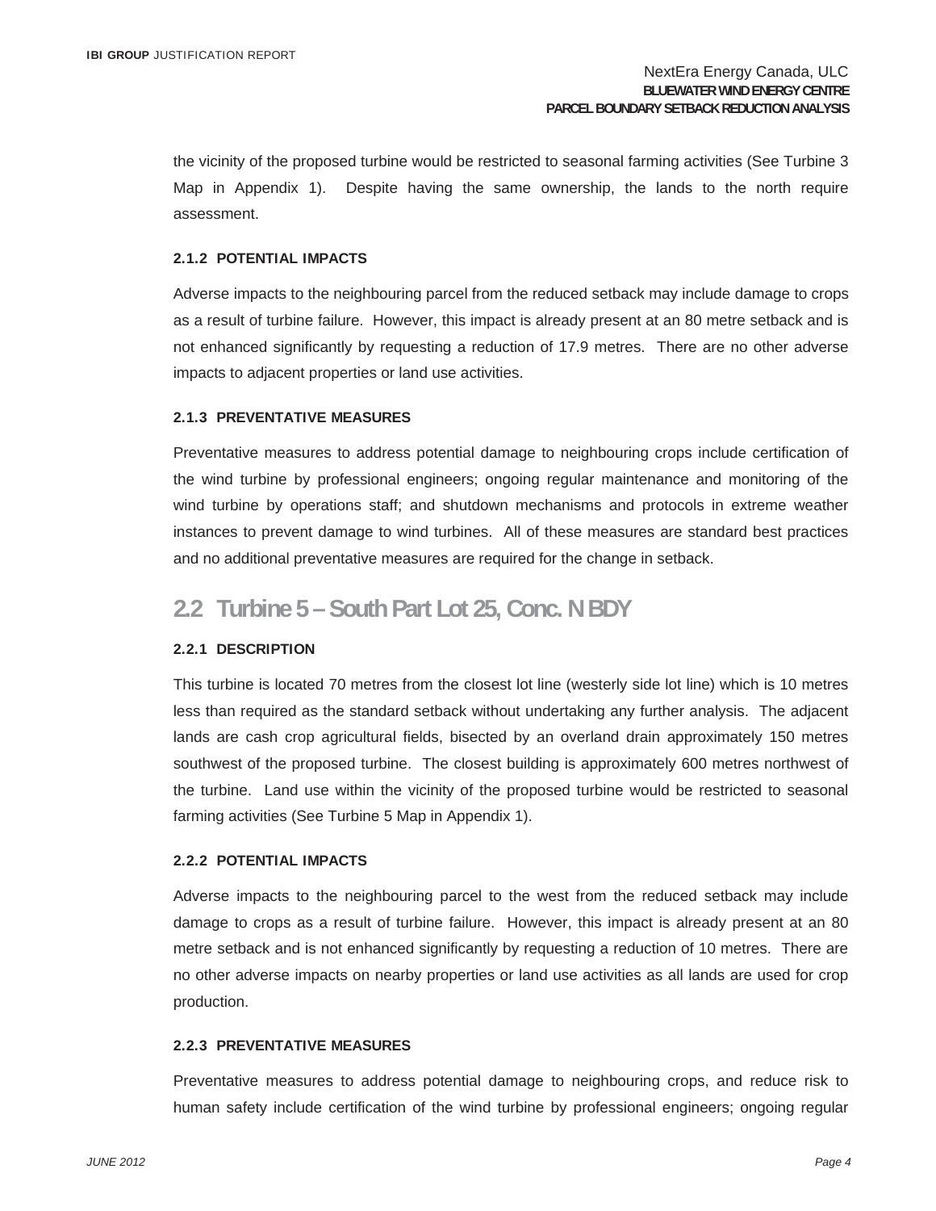the vicinity of the proposed turbine would be restricted to seasonal farming activities (See Turbine 3 Map in Appendix 1). Despite having the same ownership, the lands to the north require assessment.

#### 2.1.2 POTENTIAL IMPACTS

Adverse impacts to the neighbouring parcel from the reduced setback may include damage to crops as a result of turbine failure. However, this impact is already present at an 80 metre setback and is not enhanced significantly by requesting a reduction of 17.9 metres. There are no other adverse impacts to adjacent properties or land use activities.

#### 2.1.3 PREVENTATIVE MEASURES

Preventative measures to address potential damage to neighbouring crops include certification of the wind turbine by professional engineers; ongoing regular maintenance and monitoring of the wind turbine by operations staff; and shutdown mechanisms and protocols in extreme weather instances to prevent damage to wind turbines. All of these measures are standard best practices and no additional preventative measures are required for the change in setback.

## 2.2 Turbine 5 – South Part Lot 25, Conc. N BDY

#### 2.2.1 DESCRIPTION

This turbine is located 70 metres from the closest lot line (westerly side lot line) which is 10 metres less than required as the standard setback without undertaking any further analysis. The adjacent lands are cash crop agricultural fields, bisected by an overland drain approximately 150 metres southwest of the proposed turbine. The closest building is approximately 600 metres northwest of the turbine. Land use within the vicinity of the proposed turbine would be restricted to seasonal farming activities (See Turbine 5 Map in Appendix 1).

#### 2.2.2 POTENTIAL IMPACTS

Adverse impacts to the neighbouring parcel to the west from the reduced setback may include damage to crops as a result of turbine failure. However, this impact is already present at an 80 metre setback and is not enhanced significantly by requesting a reduction of 10 metres. There are no other adverse impacts on nearby properties or land use activities as all lands are used for crop production.

#### 2.2.3 PREVENTATIVE MEASURES

Preventative measures to address potential damage to neighbouring crops, and reduce risk to human safety include certification of the wind turbine by professional engineers; ongoing regular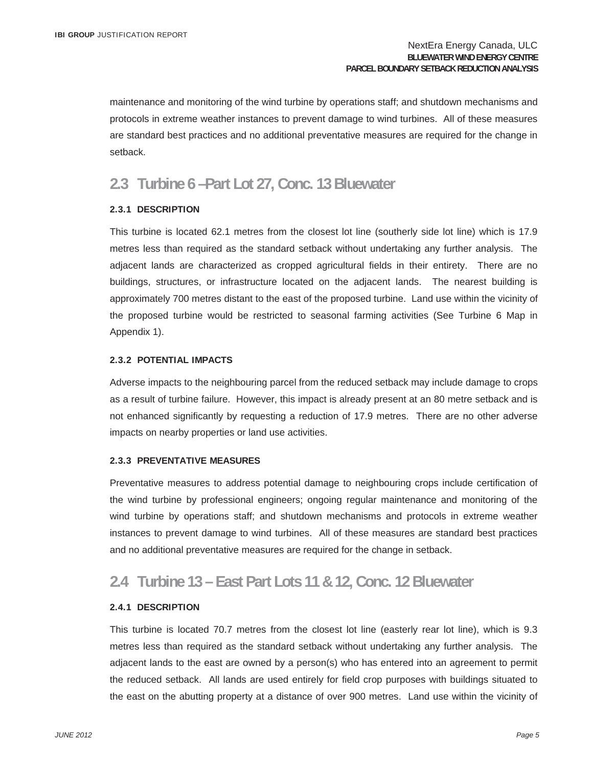maintenance and monitoring of the wind turbine by operations staff; and shutdown mechanisms and protocols in extreme weather instances to prevent damage to wind turbines. All of these measures are standard best practices and no additional preventative measures are required for the change in setback.

## 2.3 Turbine 6 –Part Lot 27, Conc. 13 Bluewater

### 2.3.1 DESCRIPTION

This turbine is located 62.1 metres from the closest lot line (southerly side lot line) which is 17.9 metres less than required as the standard setback without undertaking any further analysis. The adjacent lands are characterized as cropped agricultural fields in their entirety. There are no buildings, structures, or infrastructure located on the adjacent lands. The nearest building is approximately 700 metres distant to the east of the proposed turbine. Land use within the vicinity of the proposed turbine would be restricted to seasonal farming activities (See Turbine 6 Map in Appendix 1).

### 2.3.2 POTENTIAL IMPACTS

Adverse impacts to the neighbouring parcel from the reduced setback may include damage to crops as a result of turbine failure. However, this impact is already present at an 80 metre setback and is not enhanced significantly by requesting a reduction of 17.9 metres. There are no other adverse impacts on nearby properties or land use activities.

### 2.3.3 PREVENTATIVE MEASURES

Preventative measures to address potential damage to neighbouring crops include certification of the wind turbine by professional engineers; ongoing regular maintenance and monitoring of the wind turbine by operations staff; and shutdown mechanisms and protocols in extreme weather instances to prevent damage to wind turbines. All of these measures are standard best practices and no additional preventative measures are required for the change in setback.

## 2.4 Turbine 13 – East Part Lots 11 & 12, Conc. 12 Bluewater

### 2.4.1 DESCRIPTION

This turbine is located 70.7 metres from the closest lot line (easterly rear lot line), which is 9.3 metres less than required as the standard setback without undertaking any further analysis. The adjacent lands to the east are owned by a person(s) who has entered into an agreement to permit the reduced setback. All lands are used entirely for field crop purposes with buildings situated to the east on the abutting property at a distance of over 900 metres. Land use within the vicinity of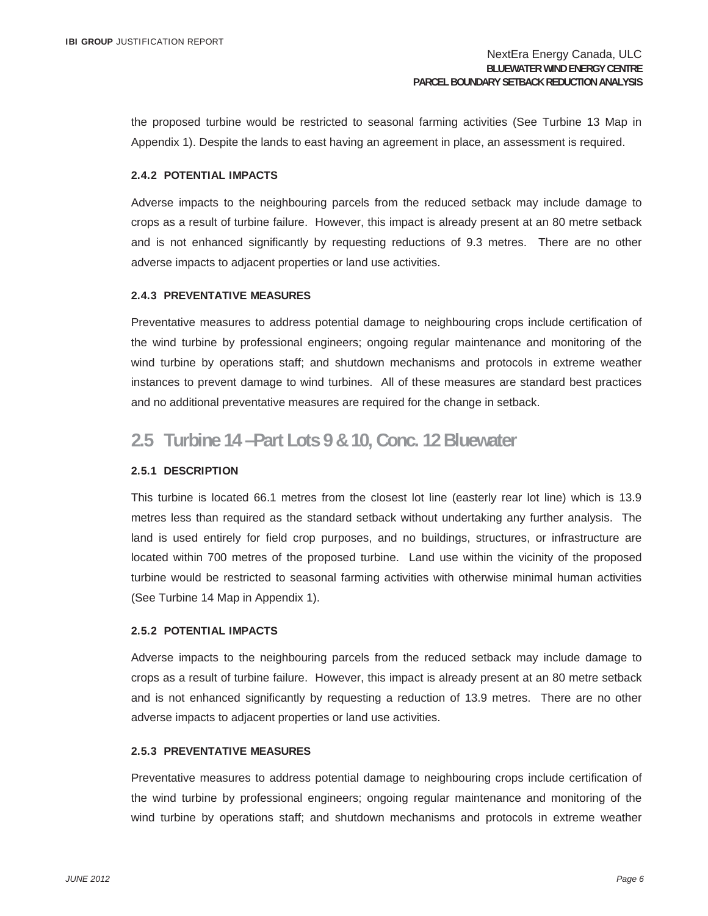the proposed turbine would be restricted to seasonal farming activities (See Turbine 13 Map in Appendix 1). Despite the lands to east having an agreement in place, an assessment is required.

### 2.4.2 POTENTIAL IMPACTS

Adverse impacts to the neighbouring parcels from the reduced setback may include damage to crops as a result of turbine failure. However, this impact is already present at an 80 metre setback and is not enhanced significantly by requesting reductions of 9.3 metres. There are no other adverse impacts to adjacent properties or land use activities.

### 2.4.3 PREVENTATIVE MEASURES

Preventative measures to address potential damage to neighbouring crops include certification of the wind turbine by professional engineers; ongoing regular maintenance and monitoring of the wind turbine by operations staff; and shutdown mechanisms and protocols in extreme weather instances to prevent damage to wind turbines. All of these measures are standard best practices and no additional preventative measures are required for the change in setback.

## 2.5 Turbine 14 – Part Lots 9 & 10, Conc. 12 Bluewater

### 2.5.1 DESCRIPTION

This turbine is located 66.1 metres from the closest lot line (easterly rear lot line) which is 13.9 metres less than required as the standard setback without undertaking any further analysis. The land is used entirely for field crop purposes, and no buildings, structures, or infrastructure are located within 700 metres of the proposed turbine. Land use within the vicinity of the proposed turbine would be restricted to seasonal farming activities with otherwise minimal human activities (See Turbine 14 Map in Appendix 1).

### 2.5.2 POTENTIAL IMPACTS

Adverse impacts to the neighbouring parcels from the reduced setback may include damage to crops as a result of turbine failure. However, this impact is already present at an 80 metre setback and is not enhanced significantly by requesting a reduction of 13.9 metres. There are no other adverse impacts to adjacent properties or land use activities.

### 2.5.3 PREVENTATIVE MEASURES

Preventative measures to address potential damage to neighbouring crops include certification of the wind turbine by professional engineers; ongoing regular maintenance and monitoring of the wind turbine by operations staff; and shutdown mechanisms and protocols in extreme weather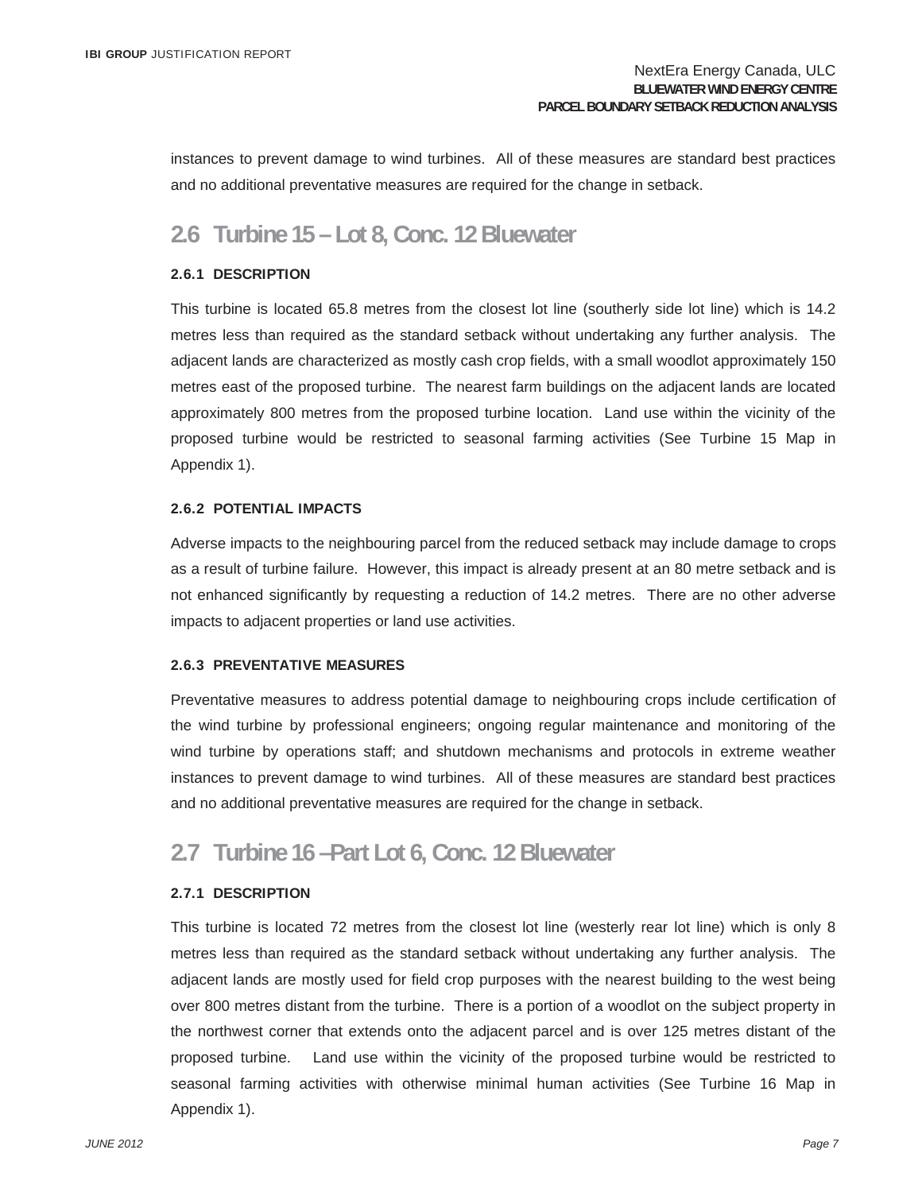instances to prevent damage to wind turbines. All of these measures are standard best practices and no additional preventative measures are required for the change in setback.

## 2.6 Turbine 15 – Lot 8, Conc. 12 Bluewater

### 2.6.1 DESCRIPTION

This turbine is located 65.8 metres from the closest lot line (southerly side lot line) which is 14.2 metres less than required as the standard setback without undertaking any further analysis. The adjacent lands are characterized as mostly cash crop fields, with a small woodlot approximately 150 metres east of the proposed turbine. The nearest farm buildings on the adjacent lands are located approximately 800 metres from the proposed turbine location. Land use within the vicinity of the proposed turbine would be restricted to seasonal farming activities (See Turbine 15 Map in Appendix 1).

### 2.6.2 POTENTIAL IMPACTS

Adverse impacts to the neighbouring parcel from the reduced setback may include damage to crops as a result of turbine failure. However, this impact is already present at an 80 metre setback and is not enhanced significantly by requesting a reduction of 14.2 metres. There are no other adverse impacts to adjacent properties or land use activities.

### 2.6.3 PREVENTATIVE MEASURES

Preventative measures to address potential damage to neighbouring crops include certification of the wind turbine by professional engineers; ongoing regular maintenance and monitoring of the wind turbine by operations staff; and shutdown mechanisms and protocols in extreme weather instances to prevent damage to wind turbines. All of these measures are standard best practices and no additional preventative measures are required for the change in setback.

## 2.7 Turbine 16 –Part Lot 6, Conc. 12 Bluewater

### 2.7.1 DESCRIPTION

This turbine is located 72 metres from the closest lot line (westerly rear lot line) which is only 8 metres less than required as the standard setback without undertaking any further analysis. The adjacent lands are mostly used for field crop purposes with the nearest building to the west being over 800 metres distant from the turbine. There is a portion of a woodlot on the subject property in the northwest corner that extends onto the adjacent parcel and is over 125 metres distant of the proposed turbine. Land use within the vicinity of the proposed turbine would be restricted to seasonal farming activities with otherwise minimal human activities (See Turbine 16 Map in Appendix 1).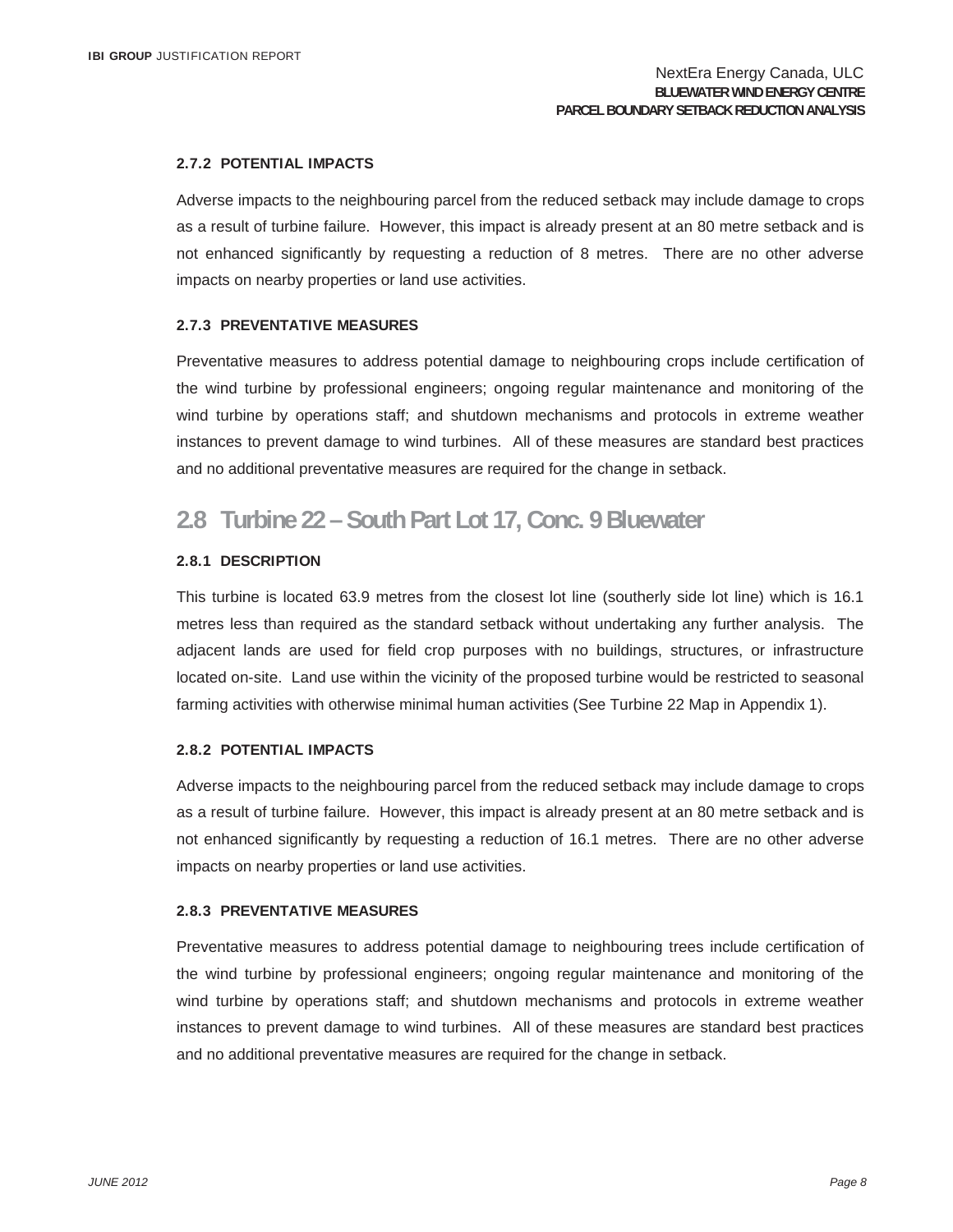#### 2.7.2 POTENTIAL IMPACTS

Adverse impacts to the neighbouring parcel from the reduced setback may include damage to crops as a result of turbine failure. However, this impact is already present at an 80 metre setback and is not enhanced significantly by requesting a reduction of 8 metres. There are no other adverse impacts on nearby properties or land use activities.

#### 2.7.3 PREVENTATIVE MEASURES

Preventative measures to address potential damage to neighbouring crops include certification of the wind turbine by professional engineers; ongoing regular maintenance and monitoring of the wind turbine by operations staff; and shutdown mechanisms and protocols in extreme weather instances to prevent damage to wind turbines. All of these measures are standard best practices and no additional preventative measures are required for the change in setback.

## 2.8 Turbine 22 – South Part Lot 17, Conc. 9 Bluewater

#### 2.8.1 DESCRIPTION

This turbine is located 63.9 metres from the closest lot line (southerly side lot line) which is 16.1 metres less than required as the standard setback without undertaking any further analysis. The adjacent lands are used for field crop purposes with no buildings, structures, or infrastructure located on-site. Land use within the vicinity of the proposed turbine would be restricted to seasonal farming activities with otherwise minimal human activities (See Turbine 22 Map in Appendix 1).

#### 2.8.2 POTENTIAL IMPACTS

Adverse impacts to the neighbouring parcel from the reduced setback may include damage to crops as a result of turbine failure. However, this impact is already present at an 80 metre setback and is not enhanced significantly by requesting a reduction of 16.1 metres. There are no other adverse impacts on nearby properties or land use activities.

#### 2.8.3 PREVENTATIVE MEASURES

Preventative measures to address potential damage to neighbouring trees include certification of the wind turbine by professional engineers; ongoing regular maintenance and monitoring of the wind turbine by operations staff; and shutdown mechanisms and protocols in extreme weather instances to prevent damage to wind turbines. All of these measures are standard best practices and no additional preventative measures are required for the change in setback.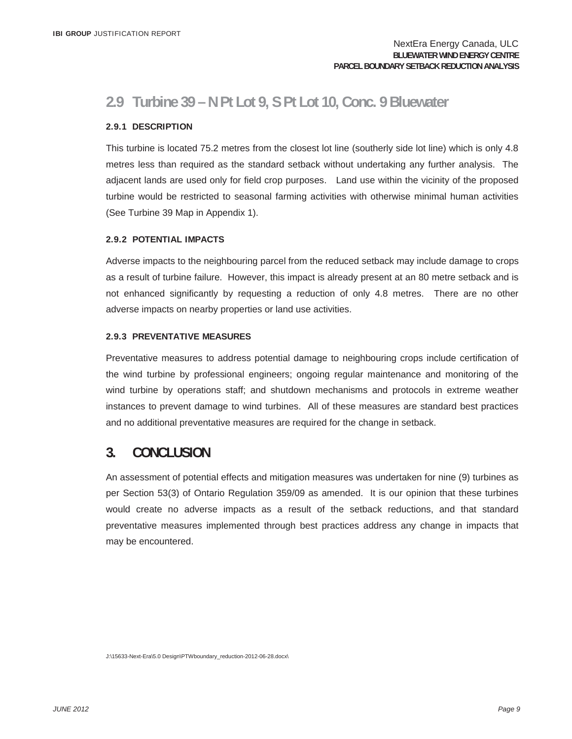## 2.9 Turbine 39 – N Pt Lot 9, S Pt Lot 10, Conc. 9 Bluewater

### 2.9.1 DESCRIPTION

This turbine is located 75.2 metres from the closest lot line (southerly side lot line) which is only 4.8 metres less than required as the standard setback without undertaking any further analysis. The adjacent lands are used only for field crop purposes. Land use within the vicinity of the proposed turbine would be restricted to seasonal farming activities with otherwise minimal human activities (See Turbine 39 Map in Appendix 1).

### 2.9.2 POTENTIAL IMPACTS

Adverse impacts to the neighbouring parcel from the reduced setback may include damage to crops as a result of turbine failure. However, this impact is already present at an 80 metre setback and is not enhanced significantly by requesting a reduction of only 4.8 metres. There are no other adverse impacts on nearby properties or land use activities.

### 2.9.3 PREVENTATIVE MEASURES

Preventative measures to address potential damage to neighbouring crops include certification of the wind turbine by professional engineers; ongoing regular maintenance and monitoring of the wind turbine by operations staff; and shutdown mechanisms and protocols in extreme weather instances to prevent damage to wind turbines. All of these measures are standard best practices and no additional preventative measures are required for the change in setback.

# 3. CONCLUSION

An assessment of potential effects and mitigation measures was undertaken for nine (9) turbines as per Section 53(3) of Ontario Regulation 359/09 as amended. It is our opinion that these turbines would create no adverse impacts as a result of the setback reductions, and that standard preventative measures implemented through best practices address any change in impacts that may be encountered.

J:\15633-Next-Era\5.0 Design\PTWboundary_reduction-2012-06-28.docx\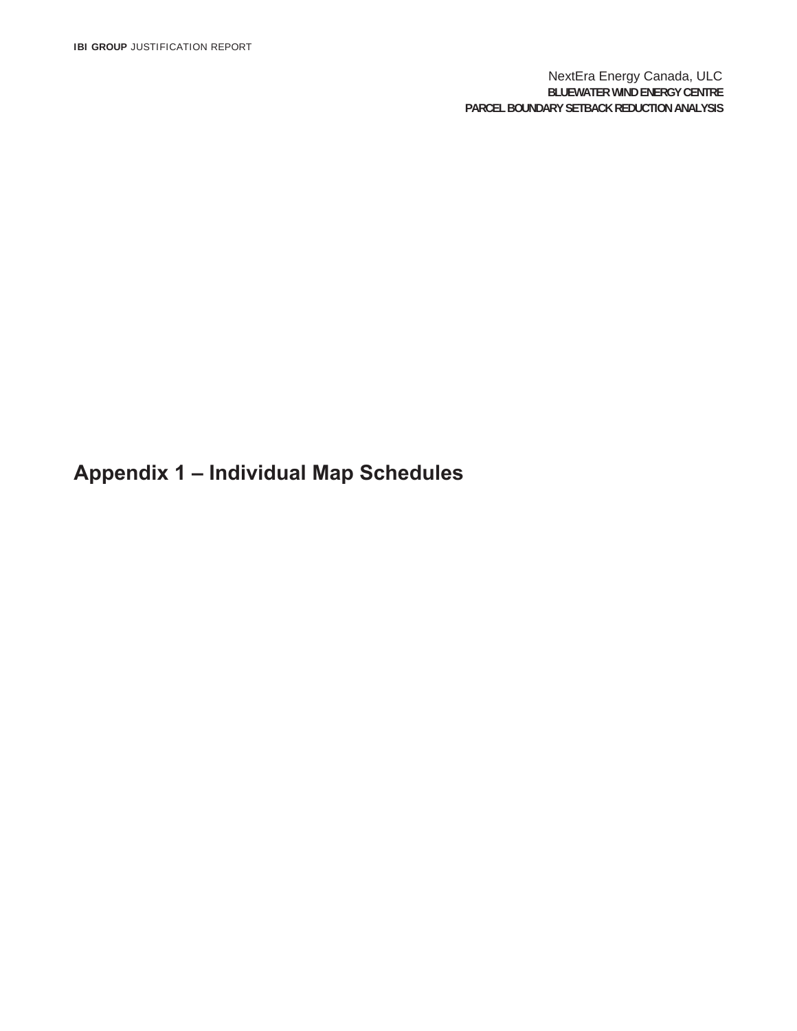# Appendix 1 – Individual Map Schedules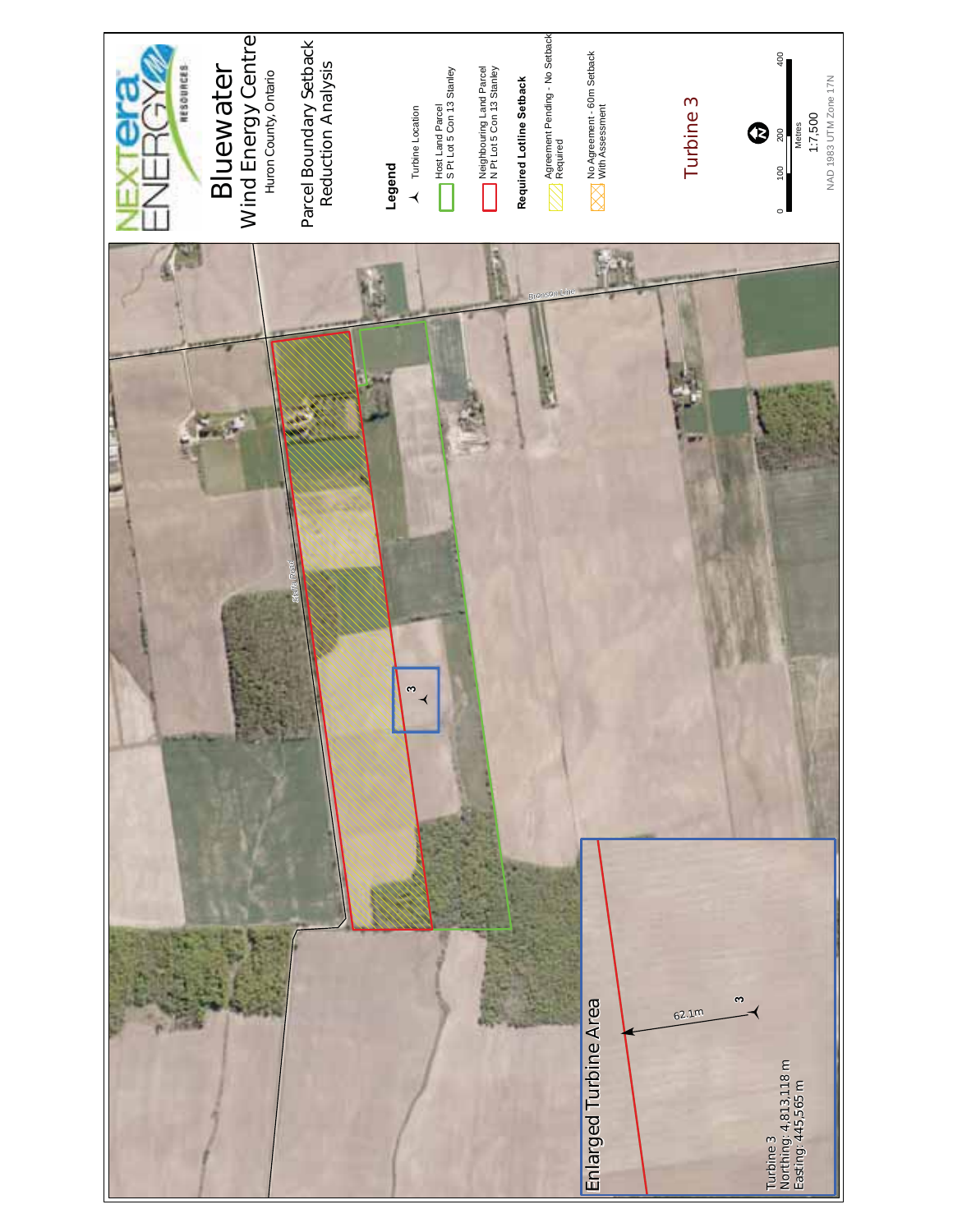NEXTera ENERGY RESOURCES

# Bluewater Wind Energy Centre

Huron County, Ontario

## Parcel Boundary Setback Reduction Analysis

**Legend**

- Turbine Location
- Host Land Parcel S Pt Lot 5 Con 13 Stanley
- Neighbouring Land Parcel N Pt Lot 5 Con 13 Stanley

**Required Lotline Setback**

- Agreement Pending - No Setback Required
- No Agreement - 60m Setback With Assessment

Turbine 3

0 100 200 400 Metres

1:7,500

NAD 1983 UTM Zone 17N

Bronson Line

Stella Road

3

Enlarged Turbine Area

62.1m

3

Turbine 3
Northing: 4,813,118 m
Easting: 445,565 m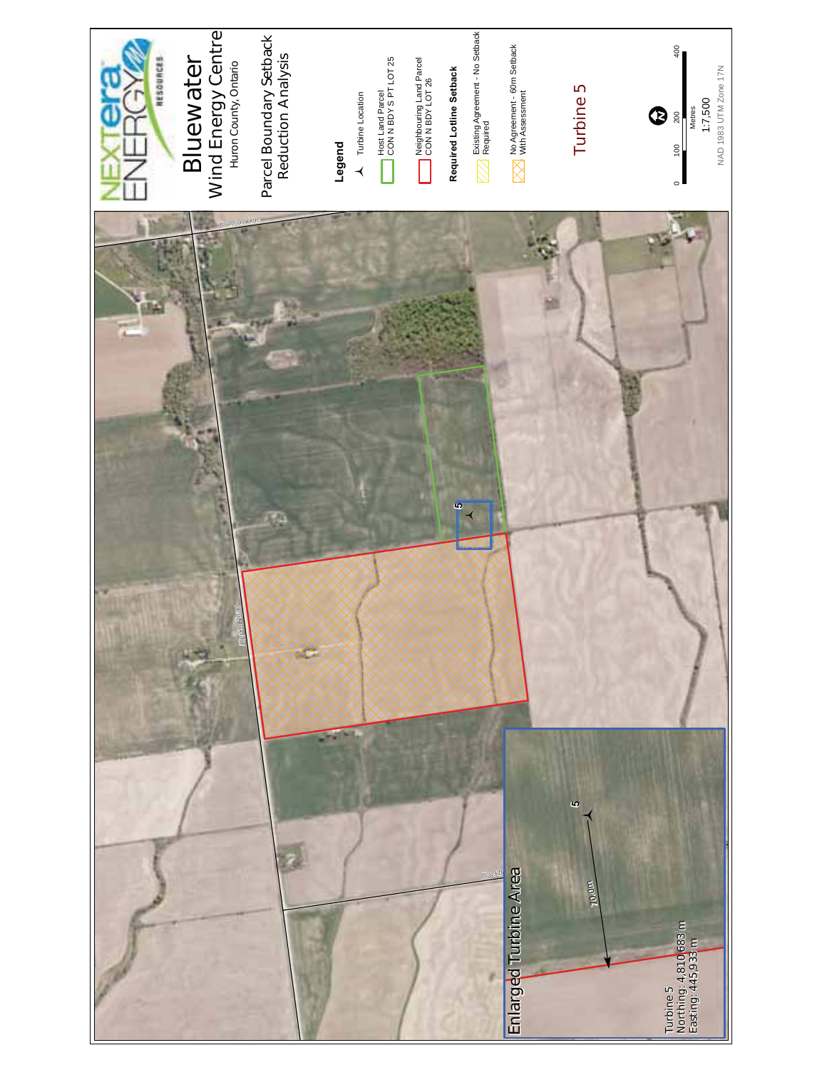# Bluewater Wind Energy Centre

Huron County, Ontario

## Parcel Boundary Setback Reduction Analysis

**Legend**

- Turbine Location
- Host Land Parcel CON N BDY S PT LOT 25
- Neighbouring Land Parcel CON N BDY LOT 26

**Required Lotline Setback**

- Existing Agreement - No Setback Required
- No Agreement - 60m Setback With Assessment

## Turbine 5

0 100 200 400
Metres
1:7,500
NAD 1983 UTM Zone 17N

Bronson Line

Kippen Road

Blackb

5

### Enlarged Turbine Area

5

70.0m

Turbine 5
Northing: 4,810,683 m
Easting: 445,933 m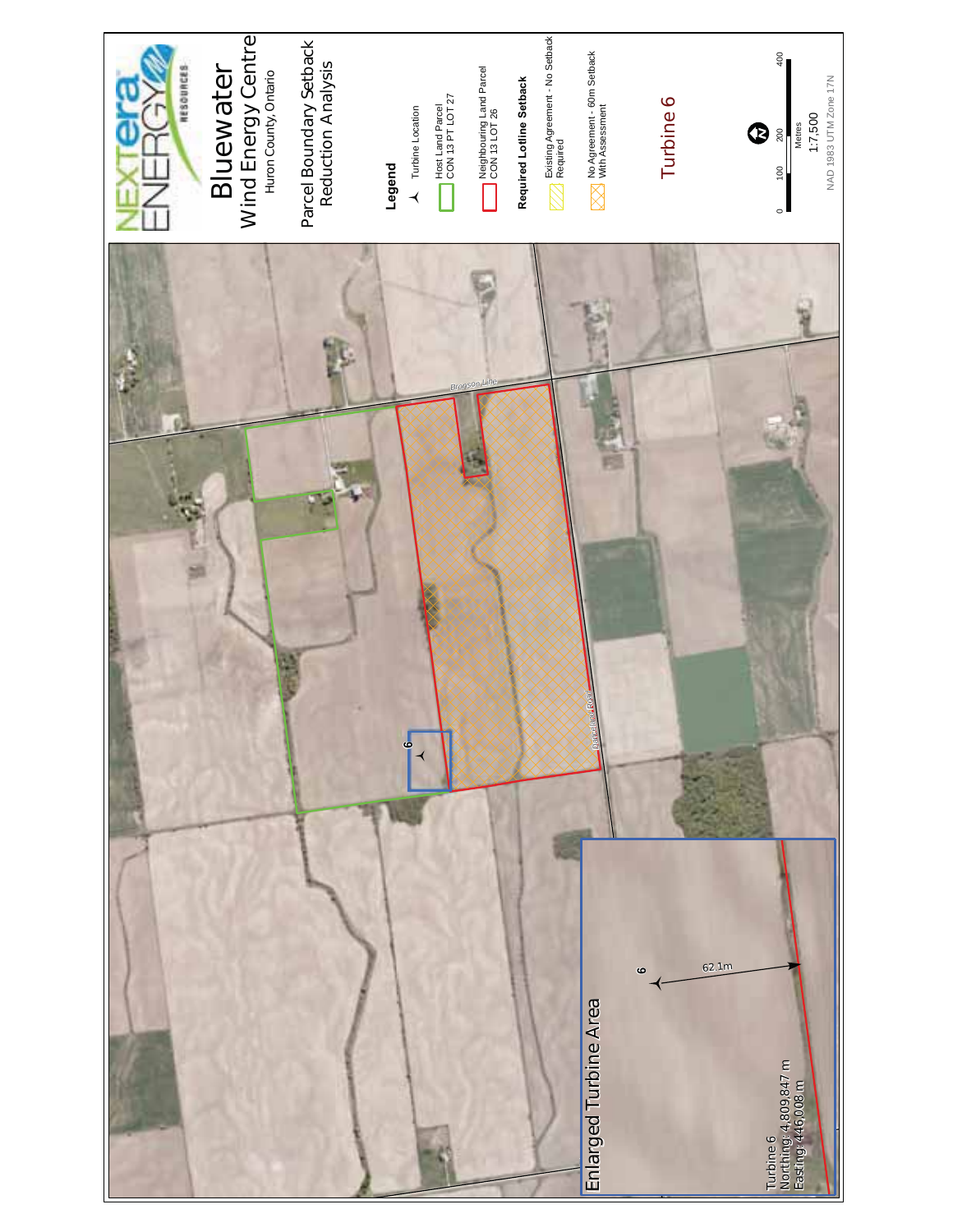NEXTera ENERGY RESOURCES

# Bluewater Wind Energy Centre

Huron County, Ontario

## Parcel Boundary Setback Reduction Analysis

**Legend**

- Turbine Location
- Host Land Parcel CON 13 PT LOT 27
- Neighbouring Land Parcel CON 13 LOT 26

**Required Lotline Setback**

- Existing Agreement - No Setback Required
- No Agreement - 60m Setback With Assessment

Turbine 6

0 100 200 400 Metres

1:7,500

NAD 1983 UTM Zone 17N

Blogson Line

Danielson Road

6

**Enlarged Turbine Area**

6

62.1m

Turbine 6
Northing: 4,809,847 m
Easting: 446,008 m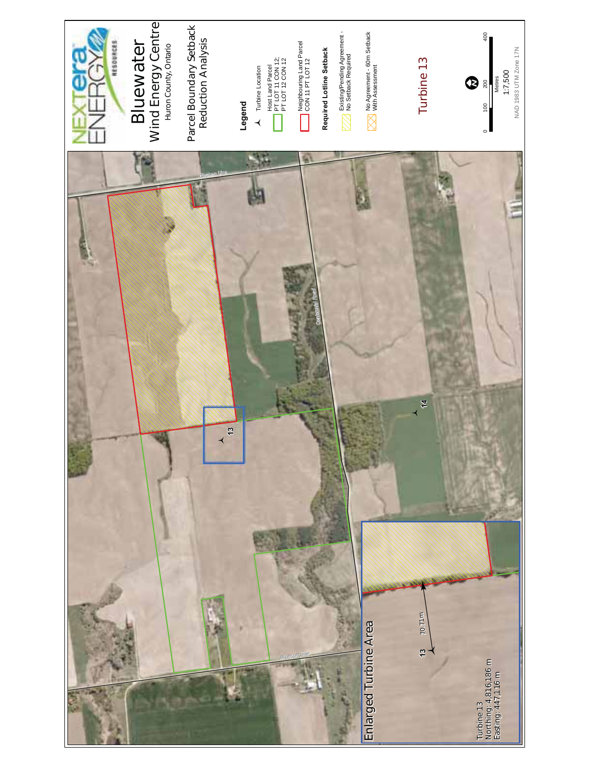NEXTera ENERGY RESOURCES

# Bluewater Wind Energy Centre

Huron County, Ontario

## Parcel Boundary Setback Reduction Analysis

**Legend**

- Turbine Location
- Host Land Parcel PT LOT 11 CON 12; PT LOT 12 CON 12
- Neighbouring Land Parcel CON 11 PT LOT 12

**Required Lotline Setback**

- Existing/Pending Agreement - No Setback Required
- No Agreement - 60m Setback With Assessment

## Turbine 13

0 100 200 400 Metres

1:7,500

NAD 1983 UTM Zone 17N

Goshen Line

Centennial Road

Bronson Line

13

14

### Enlarged Turbine Area

70.71m

13

Turbine 13
Northing: 4,816,186 m
Easting: 447,116 m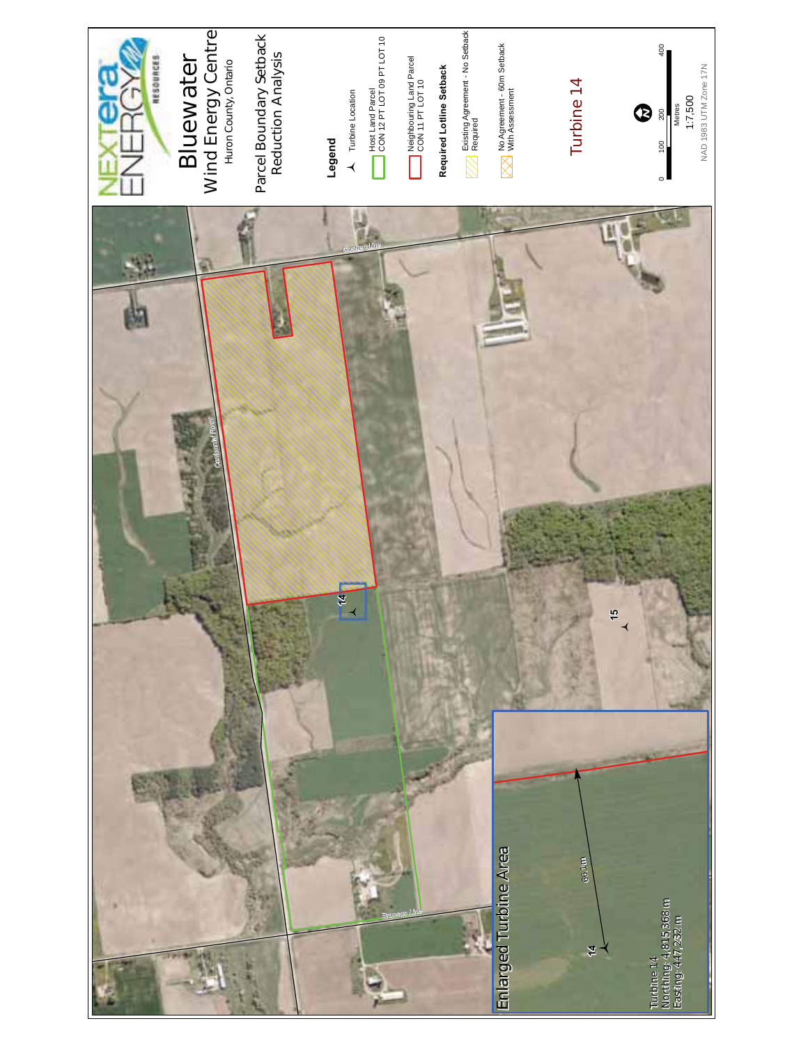# Bluewater Wind Energy Centre

Huron County, Ontario

## Parcel Boundary Setback Reduction Analysis

**Legend**

- Turbine Location
- Host Land Parcel CON 12 PT LOT 09 PT LOT 10
- Neighbouring Land Parcel CON 11 PT LOT 10

**Required Lotline Setback**

- Existing Agreement - No Setback Required
- No Agreement - 60m Setback With Assessment

## Turbine 14

0 100 200 400
Metres
1:7,500
NAD 1983 UTM Zone 17N

Goshen Line

Centennial Forest

Stanley Line

14

15

### Enlarged Turbine Area

66.1m

14

Turbine 14
Northing: 4,815,368 m
Easting: 447,232 m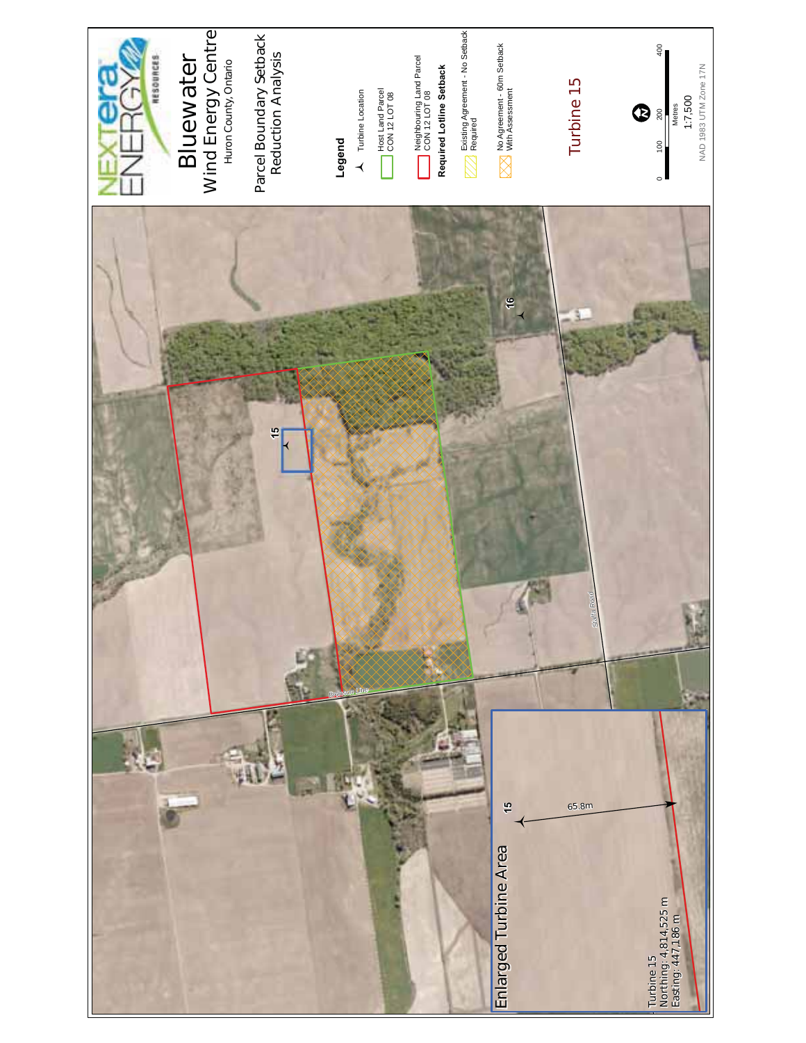NEXTera ENERGY RESOURCES

# Bluewater Wind Energy Centre

Huron County, Ontario

## Parcel Boundary Setback Reduction Analysis

**Legend**

- Turbine Location
- Host Land Parcel CON 12 LOT 08
- Neighbouring Land Parcel CON 12 LOT 08
- **Required Lotline Setback**
- Existing Agreement - No Setback Required
- No Agreement - 60m Setback With Assessment

## Turbine 15

0 100 200 400 Metres

1:7,500

NAD 1983 UTM Zone 17N

16

15

Sefa Road

Bronson Line

### Enlarged Turbine Area

15

65.8m

Turbine 15
Northing: 4,814,525 m
Easting: 447,186 m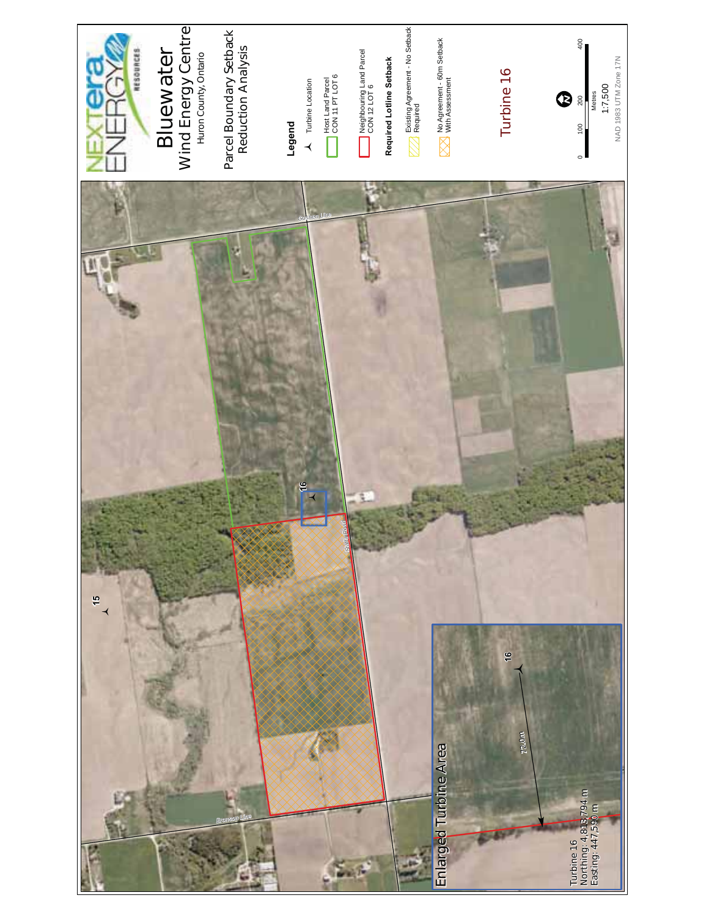# Bluewater Wind Energy Centre

Huron County, Ontario

## Parcel Boundary Setback Reduction Analysis

**Legend**

- Turbine Location
- Host Land Parcel CON 11 PT LOT 6
- Neighbouring Land Parcel CON 12 LOT 6

**Required Lotline Setback**

- Existing Agreement - No Setback Required
- No Agreement - 60m Setback With Assessment

## Turbine 16

0 100 200 400 Metres

1:7,500

NAD 1983 UTM Zone 17N

Goshen Line

Bronson Line

15

16

**Enlarged Turbine Area**

72.0m

Turbine 16
Northing: 4,813,794 m
Easting: 447,590 m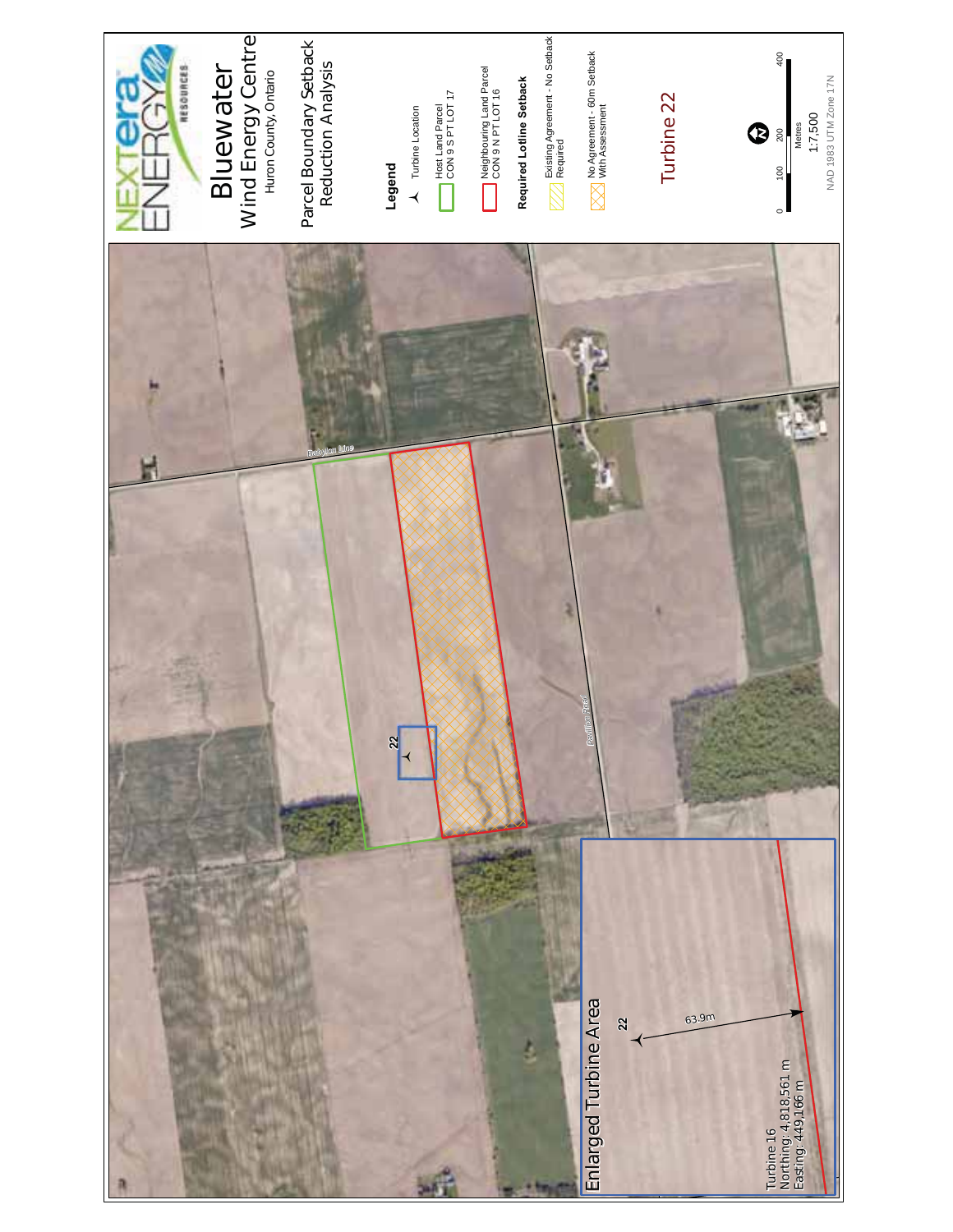# Bluewater Wind Energy Centre

Huron County, Ontario

## Parcel Boundary Setback Reduction Analysis

**Legend**

- Turbine Location
- Host Land Parcel CON 9 S PT LOT 17
- Neighbouring Land Parcel CON 9 N PT LOT 16

**Required Lotline Setback**

- Existing Agreement - No Setback Required
- No Agreement - 60m Setback With Assessment

## Turbine 22

0 100 200 400 Metres

1:7,500

NAD 1983 UTM Zone 17N

Babylon Line

Pavilion Road

22

### Enlarged Turbine Area

22

63.9m

Turbine 16
Northing: 4,818,561 m
Easting: 449,166 m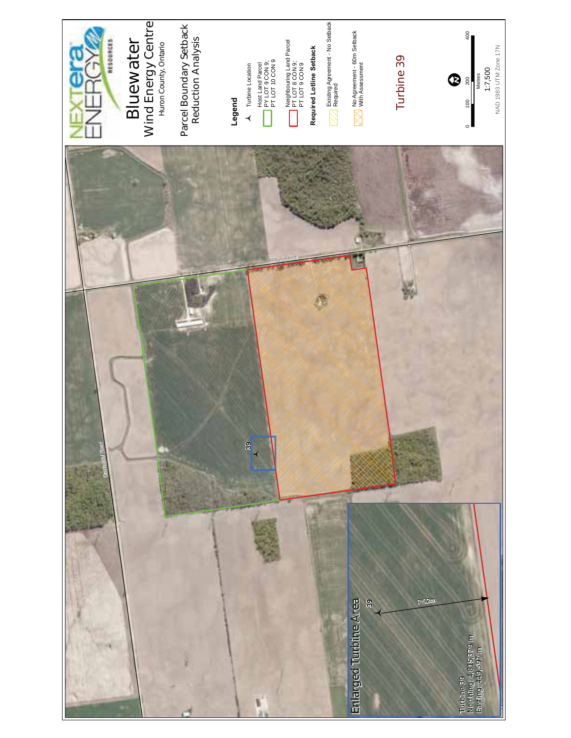NEXTera ENERGY RESOURCES

# Bluewater Wind Energy Centre

Huron County, Ontario

## Parcel Boundary Setback Reduction Analysis

**Legend**

- Turbine Location
- Host Land Parcel PY LOT 9 CON 9; PT LOT 10 CON 9
- Neighbouring Land Parcel PT LOT 8 CON 9; PT LOT 9 CON 9

**Required Lotline Setback**

- Existing Agreement - No Setback Required
- No Agreement - 60m Setback With Assessment

Turbine 39

0 100 200 400

Metres

1:7,500

NAD 1983 UTM Zone 17N

Babylon Line

Centralia Road

39

Enlarged Turbine Area

39

75.2m

Turbine 39
Northing: 4,815,379 m
Easting: 449,597 m